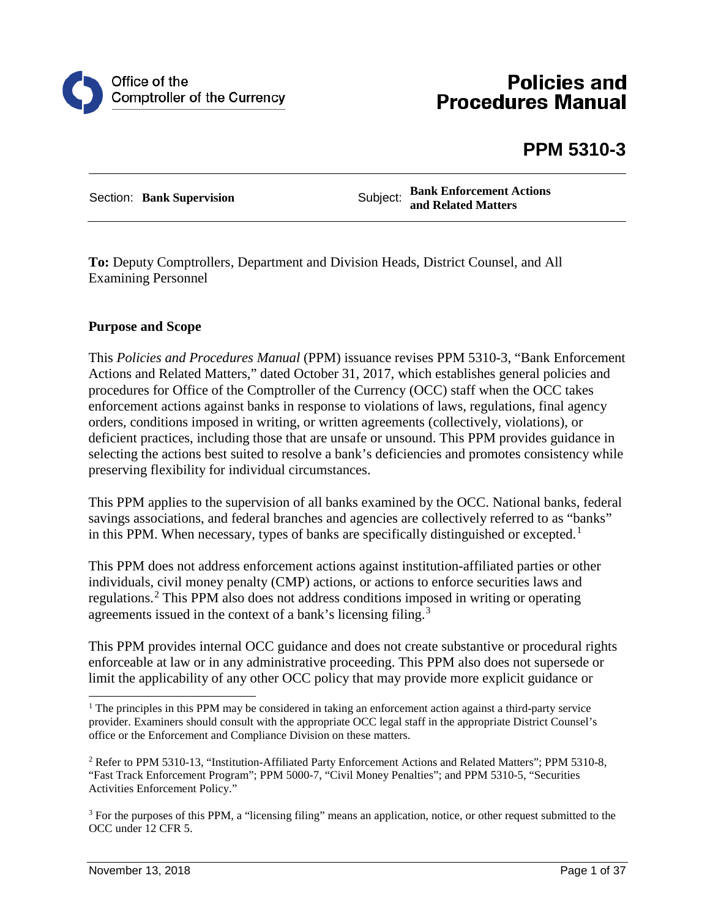Office of the Comptroller of the Currency

# Policies and Procedures Manual

## PPM 5310-3

Section: **Bank Supervision** | Subject: **Bank Enforcement Actions and Related Matters**

**To:** Deputy Comptrollers, Department and Division Heads, District Counsel, and All Examining Personnel

### Purpose and Scope

This *Policies and Procedures Manual* (PPM) issuance revises PPM 5310-3, "Bank Enforcement Actions and Related Matters," dated October 31, 2017, which establishes general policies and procedures for Office of the Comptroller of the Currency (OCC) staff when the OCC takes enforcement actions against banks in response to violations of laws, regulations, final agency orders, conditions imposed in writing, or written agreements (collectively, violations), or deficient practices, including those that are unsafe or unsound. This PPM provides guidance in selecting the actions best suited to resolve a bank's deficiencies and promotes consistency while preserving flexibility for individual circumstances.

This PPM applies to the supervision of all banks examined by the OCC. National banks, federal savings associations, and federal branches and agencies are collectively referred to as "banks" in this PPM. When necessary, types of banks are specifically distinguished or excepted.[1]

This PPM does not address enforcement actions against institution-affiliated parties or other individuals, civil money penalty (CMP) actions, or actions to enforce securities laws and regulations.[2] This PPM also does not address conditions imposed in writing or operating agreements issued in the context of a bank's licensing filing.[3]

This PPM provides internal OCC guidance and does not create substantive or procedural rights enforceable at law or in any administrative proceeding. This PPM also does not supersede or limit the applicability of any other OCC policy that may provide more explicit guidance or

---

[1] The principles in this PPM may be considered in taking an enforcement action against a third-party service provider. Examiners should consult with the appropriate OCC legal staff in the appropriate District Counsel's office or the Enforcement and Compliance Division on these matters.

[2] Refer to PPM 5310-13, "Institution-Affiliated Party Enforcement Actions and Related Matters"; PPM 5310-8, "Fast Track Enforcement Program"; PPM 5000-7, "Civil Money Penalties"; and PPM 5310-5, "Securities Activities Enforcement Policy."

[3] For the purposes of this PPM, a "licensing filing" means an application, notice, or other request submitted to the OCC under 12 CFR 5.

November 13, 2018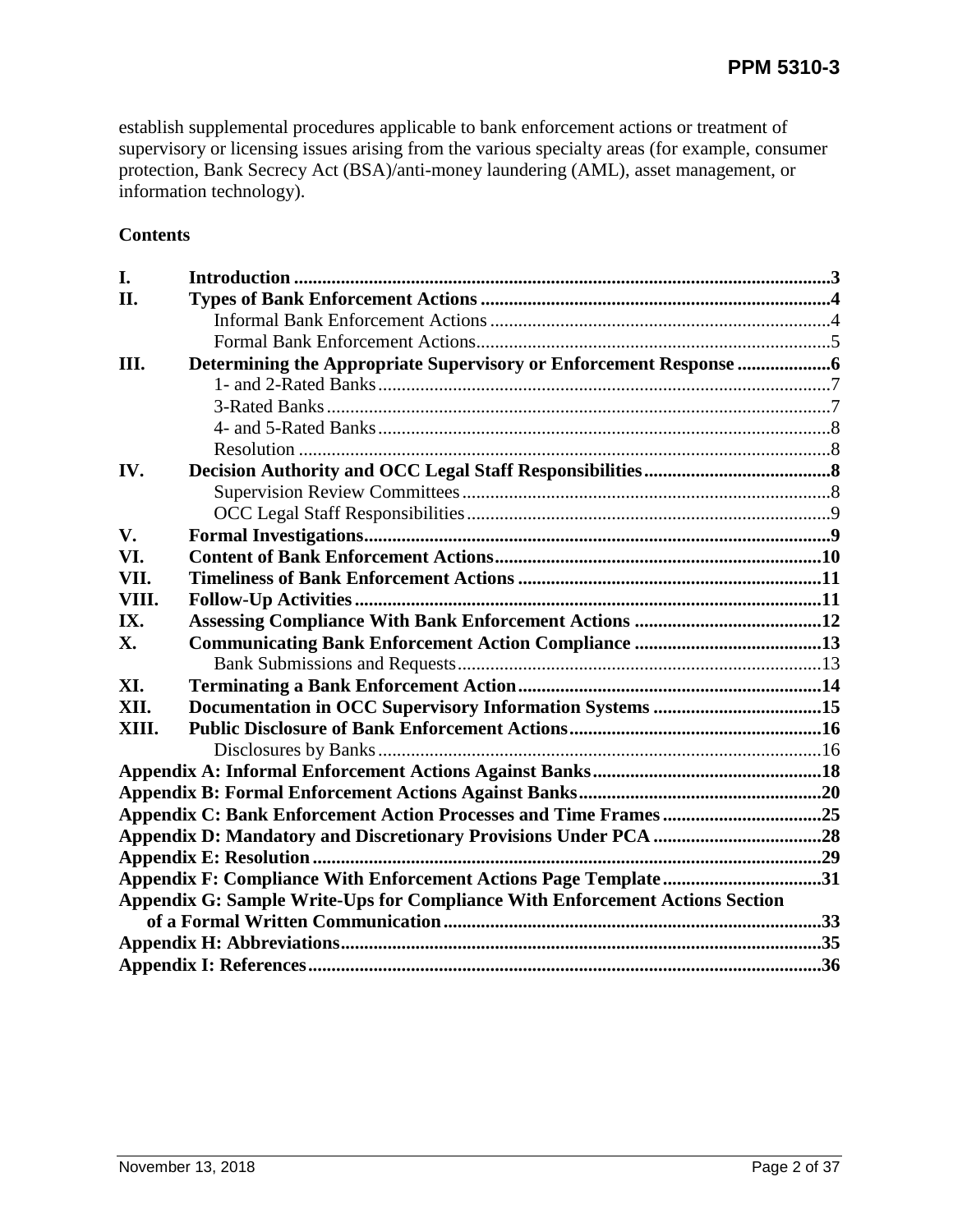establish supplemental procedures applicable to bank enforcement actions or treatment of supervisory or licensing issues arising from the various specialty areas (for example, consumer protection, Bank Secrecy Act (BSA)/anti-money laundering (AML), asset management, or information technology).

**Contents**

- **I. Introduction** ... 3
- **II. Types of Bank Enforcement Actions** ... 4
  - Informal Bank Enforcement Actions ... 4
  - Formal Bank Enforcement Actions ... 5
- **III. Determining the Appropriate Supervisory or Enforcement Response** ... 6
  - 1- and 2-Rated Banks ... 7
  - 3-Rated Banks ... 7
  - 4- and 5-Rated Banks ... 8
  - Resolution ... 8
- **IV. Decision Authority and OCC Legal Staff Responsibilities** ... 8
  - Supervision Review Committees ... 8
  - OCC Legal Staff Responsibilities ... 9
- **V. Formal Investigations** ... 9
- **VI. Content of Bank Enforcement Actions** ... 10
- **VII. Timeliness of Bank Enforcement Actions** ... 11
- **VIII. Follow-Up Activities** ... 11
- **IX. Assessing Compliance With Bank Enforcement Actions** ... 12
- **X. Communicating Bank Enforcement Action Compliance** ... 13
  - Bank Submissions and Requests ... 13
- **XI. Terminating a Bank Enforcement Action** ... 14
- **XII. Documentation in OCC Supervisory Information Systems** ... 15
- **XIII. Public Disclosure of Bank Enforcement Actions** ... 16
  - Disclosures by Banks ... 16
- **Appendix A: Informal Enforcement Actions Against Banks** ... 18
- **Appendix B: Formal Enforcement Actions Against Banks** ... 20
- **Appendix C: Bank Enforcement Action Processes and Time Frames** ... 25
- **Appendix D: Mandatory and Discretionary Provisions Under PCA** ... 28
- **Appendix E: Resolution** ... 29
- **Appendix F: Compliance With Enforcement Actions Page Template** ... 31
- **Appendix G: Sample Write-Ups for Compliance With Enforcement Actions Section of a Formal Written Communication** ... 33
- **Appendix H: Abbreviations** ... 35
- **Appendix I: References** ... 36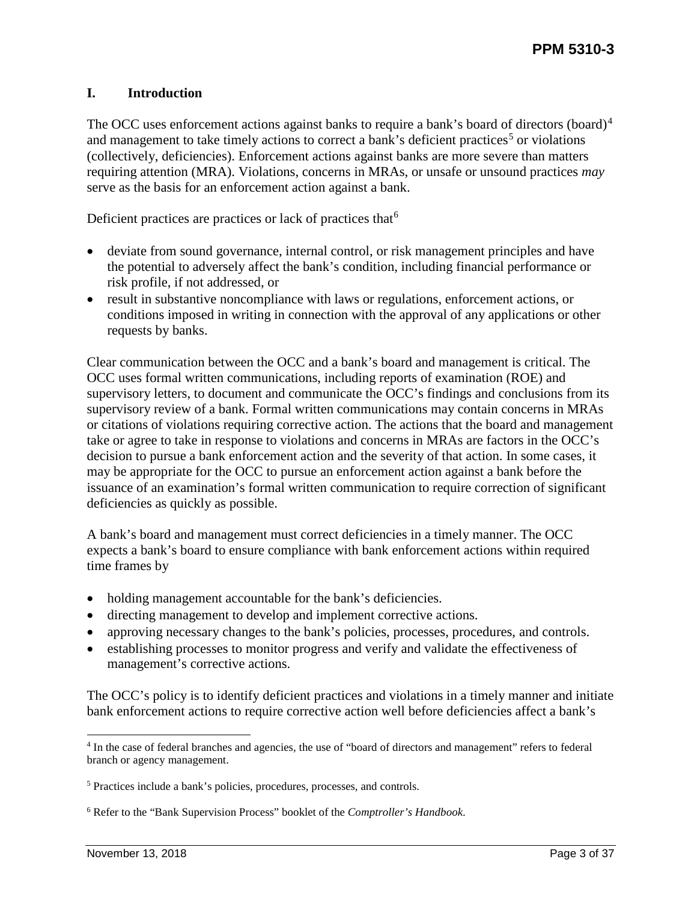## I. Introduction

The OCC uses enforcement actions against banks to require a bank's board of directors (board)[4] and management to take timely actions to correct a bank's deficient practices[5] or violations (collectively, deficiencies). Enforcement actions against banks are more severe than matters requiring attention (MRA). Violations, concerns in MRAs, or unsafe or unsound practices *may* serve as the basis for an enforcement action against a bank.

Deficient practices are practices or lack of practices that[6]

- deviate from sound governance, internal control, or risk management principles and have the potential to adversely affect the bank's condition, including financial performance or risk profile, if not addressed, or
- result in substantive noncompliance with laws or regulations, enforcement actions, or conditions imposed in writing in connection with the approval of any applications or other requests by banks.

Clear communication between the OCC and a bank's board and management is critical. The OCC uses formal written communications, including reports of examination (ROE) and supervisory letters, to document and communicate the OCC's findings and conclusions from its supervisory review of a bank. Formal written communications may contain concerns in MRAs or citations of violations requiring corrective action. The actions that the board and management take or agree to take in response to violations and concerns in MRAs are factors in the OCC's decision to pursue a bank enforcement action and the severity of that action. In some cases, it may be appropriate for the OCC to pursue an enforcement action against a bank before the issuance of an examination's formal written communication to require correction of significant deficiencies as quickly as possible.

A bank's board and management must correct deficiencies in a timely manner. The OCC expects a bank's board to ensure compliance with bank enforcement actions within required time frames by

- holding management accountable for the bank's deficiencies.
- directing management to develop and implement corrective actions.
- approving necessary changes to the bank's policies, processes, procedures, and controls.
- establishing processes to monitor progress and verify and validate the effectiveness of management's corrective actions.

The OCC's policy is to identify deficient practices and violations in a timely manner and initiate bank enforcement actions to require corrective action well before deficiencies affect a bank's

---

[4] In the case of federal branches and agencies, the use of "board of directors and management" refers to federal branch or agency management.

[5] Practices include a bank's policies, procedures, processes, and controls.

[6] Refer to the "Bank Supervision Process" booklet of the *Comptroller's Handbook*.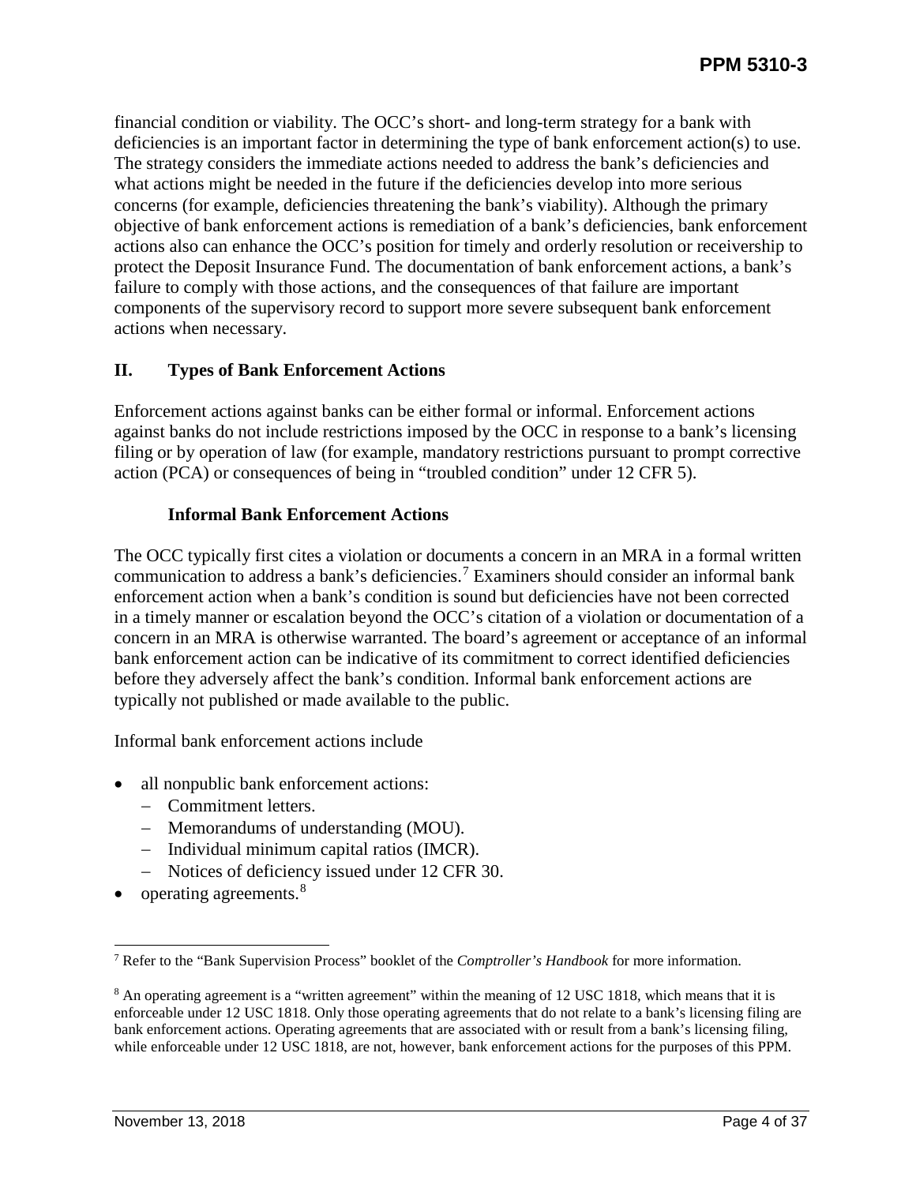financial condition or viability. The OCC's short- and long-term strategy for a bank with deficiencies is an important factor in determining the type of bank enforcement action(s) to use. The strategy considers the immediate actions needed to address the bank's deficiencies and what actions might be needed in the future if the deficiencies develop into more serious concerns (for example, deficiencies threatening the bank's viability). Although the primary objective of bank enforcement actions is remediation of a bank's deficiencies, bank enforcement actions also can enhance the OCC's position for timely and orderly resolution or receivership to protect the Deposit Insurance Fund. The documentation of bank enforcement actions, a bank's failure to comply with those actions, and the consequences of that failure are important components of the supervisory record to support more severe subsequent bank enforcement actions when necessary.

## II. Types of Bank Enforcement Actions

Enforcement actions against banks can be either formal or informal. Enforcement actions against banks do not include restrictions imposed by the OCC in response to a bank's licensing filing or by operation of law (for example, mandatory restrictions pursuant to prompt corrective action (PCA) or consequences of being in "troubled condition" under 12 CFR 5).

### Informal Bank Enforcement Actions

The OCC typically first cites a violation or documents a concern in an MRA in a formal written communication to address a bank's deficiencies.[7] Examiners should consider an informal bank enforcement action when a bank's condition is sound but deficiencies have not been corrected in a timely manner or escalation beyond the OCC's citation of a violation or documentation of a concern in an MRA is otherwise warranted. The board's agreement or acceptance of an informal bank enforcement action can be indicative of its commitment to correct identified deficiencies before they adversely affect the bank's condition. Informal bank enforcement actions are typically not published or made available to the public.

Informal bank enforcement actions include

- all nonpublic bank enforcement actions:
  - Commitment letters.
  - Memorandums of understanding (MOU).
  - Individual minimum capital ratios (IMCR).
  - Notices of deficiency issued under 12 CFR 30.
- operating agreements.[8]

[7] Refer to the "Bank Supervision Process" booklet of the *Comptroller's Handbook* for more information.

[8] An operating agreement is a "written agreement" within the meaning of 12 USC 1818, which means that it is enforceable under 12 USC 1818. Only those operating agreements that do not relate to a bank's licensing filing are bank enforcement actions. Operating agreements that are associated with or result from a bank's licensing filing, while enforceable under 12 USC 1818, are not, however, bank enforcement actions for the purposes of this PPM.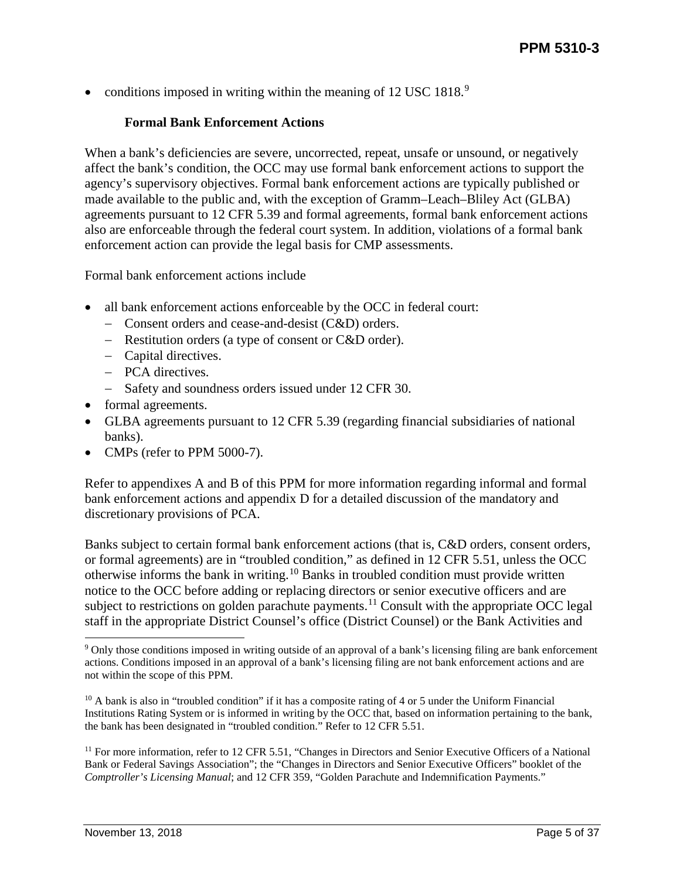- conditions imposed in writing within the meaning of 12 USC 1818.[9]

### Formal Bank Enforcement Actions

When a bank's deficiencies are severe, uncorrected, repeat, unsafe or unsound, or negatively affect the bank's condition, the OCC may use formal bank enforcement actions to support the agency's supervisory objectives. Formal bank enforcement actions are typically published or made available to the public and, with the exception of Gramm–Leach–Bliley Act (GLBA) agreements pursuant to 12 CFR 5.39 and formal agreements, formal bank enforcement actions also are enforceable through the federal court system. In addition, violations of a formal bank enforcement action can provide the legal basis for CMP assessments.

Formal bank enforcement actions include

- all bank enforcement actions enforceable by the OCC in federal court:
  - Consent orders and cease-and-desist (C&D) orders.
  - Restitution orders (a type of consent or C&D order).
  - Capital directives.
  - PCA directives.
  - Safety and soundness orders issued under 12 CFR 30.
- formal agreements.
- GLBA agreements pursuant to 12 CFR 5.39 (regarding financial subsidiaries of national banks).
- CMPs (refer to PPM 5000-7).

Refer to appendixes A and B of this PPM for more information regarding informal and formal bank enforcement actions and appendix D for a detailed discussion of the mandatory and discretionary provisions of PCA.

Banks subject to certain formal bank enforcement actions (that is, C&D orders, consent orders, or formal agreements) are in "troubled condition," as defined in 12 CFR 5.51, unless the OCC otherwise informs the bank in writing.[10] Banks in troubled condition must provide written notice to the OCC before adding or replacing directors or senior executive officers and are subject to restrictions on golden parachute payments.[11] Consult with the appropriate OCC legal staff in the appropriate District Counsel's office (District Counsel) or the Bank Activities and

---

[9] Only those conditions imposed in writing outside of an approval of a bank's licensing filing are bank enforcement actions. Conditions imposed in an approval of a bank's licensing filing are not bank enforcement actions and are not within the scope of this PPM.

[10] A bank is also in "troubled condition" if it has a composite rating of 4 or 5 under the Uniform Financial Institutions Rating System or is informed in writing by the OCC that, based on information pertaining to the bank, the bank has been designated in "troubled condition." Refer to 12 CFR 5.51.

[11] For more information, refer to 12 CFR 5.51, "Changes in Directors and Senior Executive Officers of a National Bank or Federal Savings Association"; the "Changes in Directors and Senior Executive Officers" booklet of the *Comptroller's Licensing Manual*; and 12 CFR 359, "Golden Parachute and Indemnification Payments."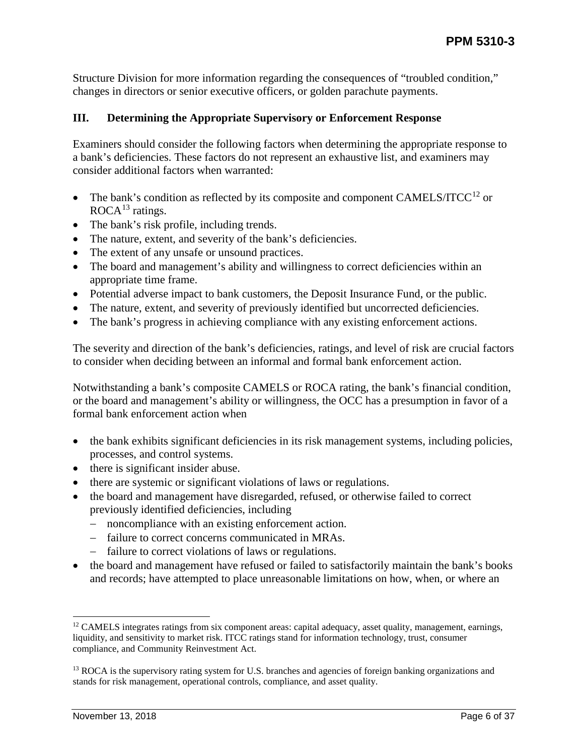Structure Division for more information regarding the consequences of "troubled condition," changes in directors or senior executive officers, or golden parachute payments.

## III. Determining the Appropriate Supervisory or Enforcement Response

Examiners should consider the following factors when determining the appropriate response to a bank's deficiencies. These factors do not represent an exhaustive list, and examiners may consider additional factors when warranted:

- The bank's condition as reflected by its composite and component CAMELS/ITCC[12] or ROCA[13] ratings.
- The bank's risk profile, including trends.
- The nature, extent, and severity of the bank's deficiencies.
- The extent of any unsafe or unsound practices.
- The board and management's ability and willingness to correct deficiencies within an appropriate time frame.
- Potential adverse impact to bank customers, the Deposit Insurance Fund, or the public.
- The nature, extent, and severity of previously identified but uncorrected deficiencies.
- The bank's progress in achieving compliance with any existing enforcement actions.

The severity and direction of the bank's deficiencies, ratings, and level of risk are crucial factors to consider when deciding between an informal and formal bank enforcement action.

Notwithstanding a bank's composite CAMELS or ROCA rating, the bank's financial condition, or the board and management's ability or willingness, the OCC has a presumption in favor of a formal bank enforcement action when

- the bank exhibits significant deficiencies in its risk management systems, including policies, processes, and control systems.
- there is significant insider abuse.
- there are systemic or significant violations of laws or regulations.
- the board and management have disregarded, refused, or otherwise failed to correct previously identified deficiencies, including
  - noncompliance with an existing enforcement action.
  - failure to correct concerns communicated in MRAs.
  - failure to correct violations of laws or regulations.
- the board and management have refused or failed to satisfactorily maintain the bank's books and records; have attempted to place unreasonable limitations on how, when, or where an

---

[12] CAMELS integrates ratings from six component areas: capital adequacy, asset quality, management, earnings, liquidity, and sensitivity to market risk. ITCC ratings stand for information technology, trust, consumer compliance, and Community Reinvestment Act.

[13] ROCA is the supervisory rating system for U.S. branches and agencies of foreign banking organizations and stands for risk management, operational controls, compliance, and asset quality.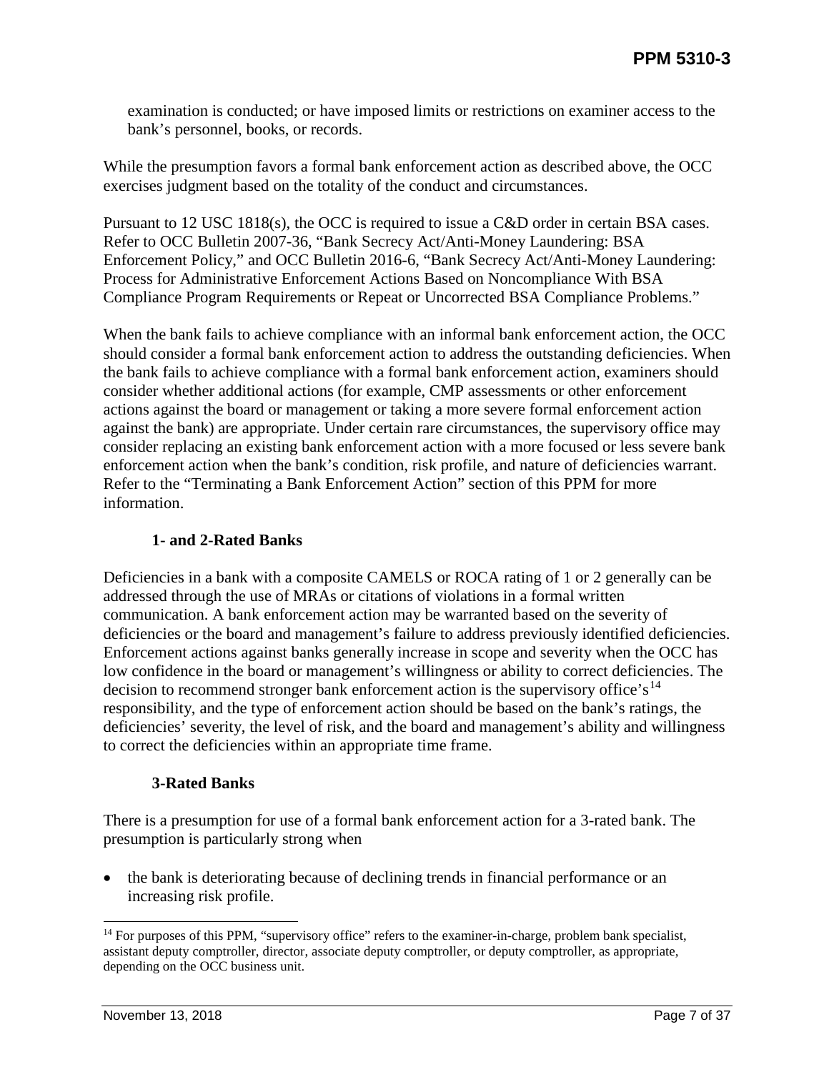examination is conducted; or have imposed limits or restrictions on examiner access to the bank's personnel, books, or records.

While the presumption favors a formal bank enforcement action as described above, the OCC exercises judgment based on the totality of the conduct and circumstances.

Pursuant to 12 USC 1818(s), the OCC is required to issue a C&D order in certain BSA cases. Refer to OCC Bulletin 2007-36, "Bank Secrecy Act/Anti-Money Laundering: BSA Enforcement Policy," and OCC Bulletin 2016-6, "Bank Secrecy Act/Anti-Money Laundering: Process for Administrative Enforcement Actions Based on Noncompliance With BSA Compliance Program Requirements or Repeat or Uncorrected BSA Compliance Problems."

When the bank fails to achieve compliance with an informal bank enforcement action, the OCC should consider a formal bank enforcement action to address the outstanding deficiencies. When the bank fails to achieve compliance with a formal bank enforcement action, examiners should consider whether additional actions (for example, CMP assessments or other enforcement actions against the board or management or taking a more severe formal enforcement action against the bank) are appropriate. Under certain rare circumstances, the supervisory office may consider replacing an existing bank enforcement action with a more focused or less severe bank enforcement action when the bank's condition, risk profile, and nature of deficiencies warrant. Refer to the "Terminating a Bank Enforcement Action" section of this PPM for more information.

#### 1- and 2-Rated Banks

Deficiencies in a bank with a composite CAMELS or ROCA rating of 1 or 2 generally can be addressed through the use of MRAs or citations of violations in a formal written communication. A bank enforcement action may be warranted based on the severity of deficiencies or the board and management's failure to address previously identified deficiencies. Enforcement actions against banks generally increase in scope and severity when the OCC has low confidence in the board or management's willingness or ability to correct deficiencies. The decision to recommend stronger bank enforcement action is the supervisory office's[14] responsibility, and the type of enforcement action should be based on the bank's ratings, the deficiencies' severity, the level of risk, and the board and management's ability and willingness to correct the deficiencies within an appropriate time frame.

#### 3-Rated Banks

There is a presumption for use of a formal bank enforcement action for a 3-rated bank. The presumption is particularly strong when

- the bank is deteriorating because of declining trends in financial performance or an increasing risk profile.

---

[14] For purposes of this PPM, "supervisory office" refers to the examiner-in-charge, problem bank specialist, assistant deputy comptroller, director, associate deputy comptroller, or deputy comptroller, as appropriate, depending on the OCC business unit.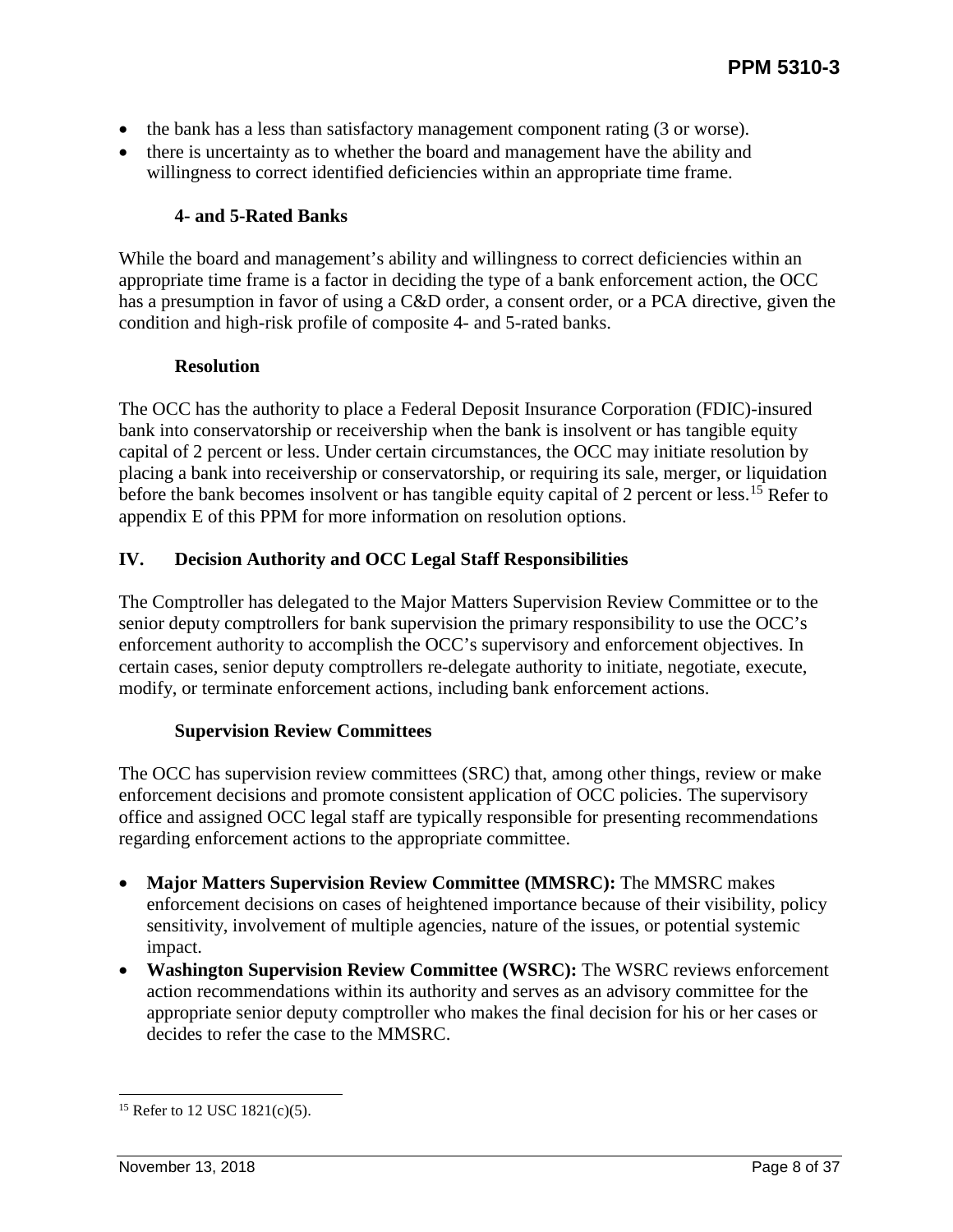- the bank has a less than satisfactory management component rating (3 or worse).
- there is uncertainty as to whether the board and management have the ability and willingness to correct identified deficiencies within an appropriate time frame.

### 4- and 5-Rated Banks

While the board and management's ability and willingness to correct deficiencies within an appropriate time frame is a factor in deciding the type of a bank enforcement action, the OCC has a presumption in favor of using a C&D order, a consent order, or a PCA directive, given the condition and high-risk profile of composite 4- and 5-rated banks.

### Resolution

The OCC has the authority to place a Federal Deposit Insurance Corporation (FDIC)-insured bank into conservatorship or receivership when the bank is insolvent or has tangible equity capital of 2 percent or less. Under certain circumstances, the OCC may initiate resolution by placing a bank into receivership or conservatorship, or requiring its sale, merger, or liquidation before the bank becomes insolvent or has tangible equity capital of 2 percent or less.[15] Refer to appendix E of this PPM for more information on resolution options.

## IV. Decision Authority and OCC Legal Staff Responsibilities

The Comptroller has delegated to the Major Matters Supervision Review Committee or to the senior deputy comptrollers for bank supervision the primary responsibility to use the OCC's enforcement authority to accomplish the OCC's supervisory and enforcement objectives. In certain cases, senior deputy comptrollers re-delegate authority to initiate, negotiate, execute, modify, or terminate enforcement actions, including bank enforcement actions.

### Supervision Review Committees

The OCC has supervision review committees (SRC) that, among other things, review or make enforcement decisions and promote consistent application of OCC policies. The supervisory office and assigned OCC legal staff are typically responsible for presenting recommendations regarding enforcement actions to the appropriate committee.

- **Major Matters Supervision Review Committee (MMSRC):** The MMSRC makes enforcement decisions on cases of heightened importance because of their visibility, policy sensitivity, involvement of multiple agencies, nature of the issues, or potential systemic impact.
- **Washington Supervision Review Committee (WSRC):** The WSRC reviews enforcement action recommendations within its authority and serves as an advisory committee for the appropriate senior deputy comptroller who makes the final decision for his or her cases or decides to refer the case to the MMSRC.

---

[15] Refer to 12 USC 1821(c)(5).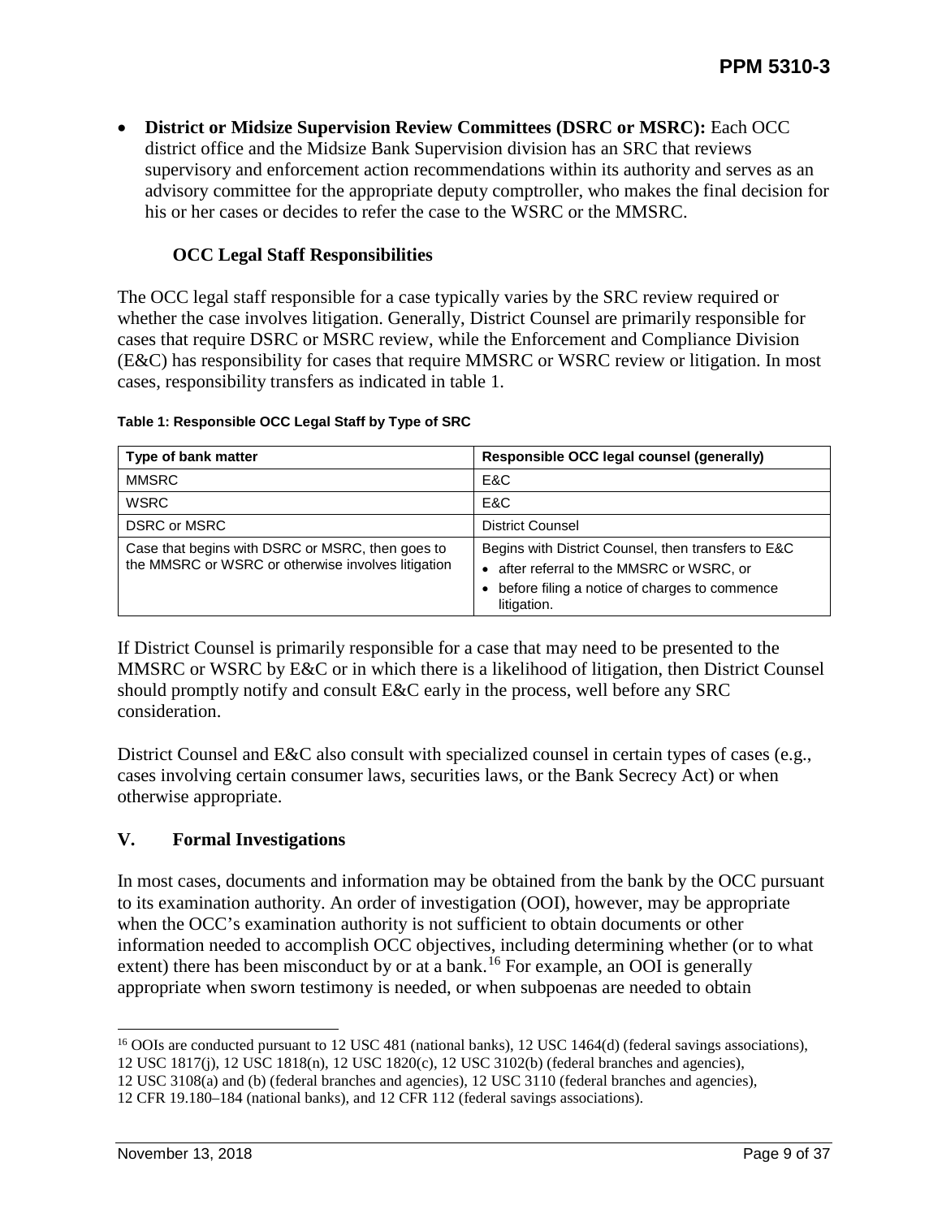- **District or Midsize Supervision Review Committees (DSRC or MSRC):** Each OCC district office and the Midsize Bank Supervision division has an SRC that reviews supervisory and enforcement action recommendations within its authority and serves as an advisory committee for the appropriate deputy comptroller, who makes the final decision for his or her cases or decides to refer the case to the WSRC or the MMSRC.

### OCC Legal Staff Responsibilities

The OCC legal staff responsible for a case typically varies by the SRC review required or whether the case involves litigation. Generally, District Counsel are primarily responsible for cases that require DSRC or MSRC review, while the Enforcement and Compliance Division (E&C) has responsibility for cases that require MMSRC or WSRC review or litigation. In most cases, responsibility transfers as indicated in table 1.

**Table 1: Responsible OCC Legal Staff by Type of SRC**

| Type of bank matter | Responsible OCC legal counsel (generally) |
|---|---|
| MMSRC | E&C |
| WSRC | E&C |
| DSRC or MSRC | District Counsel |
| Case that begins with DSRC or MSRC, then goes to the MMSRC or WSRC or otherwise involves litigation | Begins with District Counsel, then transfers to E&C<br>• after referral to the MMSRC or WSRC, or<br>• before filing a notice of charges to commence litigation. |

If District Counsel is primarily responsible for a case that may need to be presented to the MMSRC or WSRC by E&C or in which there is a likelihood of litigation, then District Counsel should promptly notify and consult E&C early in the process, well before any SRC consideration.

District Counsel and E&C also consult with specialized counsel in certain types of cases (e.g., cases involving certain consumer laws, securities laws, or the Bank Secrecy Act) or when otherwise appropriate.

## V. Formal Investigations

In most cases, documents and information may be obtained from the bank by the OCC pursuant to its examination authority. An order of investigation (OOI), however, may be appropriate when the OCC's examination authority is not sufficient to obtain documents or other information needed to accomplish OCC objectives, including determining whether (or to what extent) there has been misconduct by or at a bank.[16] For example, an OOI is generally appropriate when sworn testimony is needed, or when subpoenas are needed to obtain

[16] OOIs are conducted pursuant to 12 USC 481 (national banks), 12 USC 1464(d) (federal savings associations), 12 USC 1817(j), 12 USC 1818(n), 12 USC 1820(c), 12 USC 3102(b) (federal branches and agencies), 12 USC 3108(a) and (b) (federal branches and agencies), 12 USC 3110 (federal branches and agencies), 12 CFR 19.180–184 (national banks), and 12 CFR 112 (federal savings associations).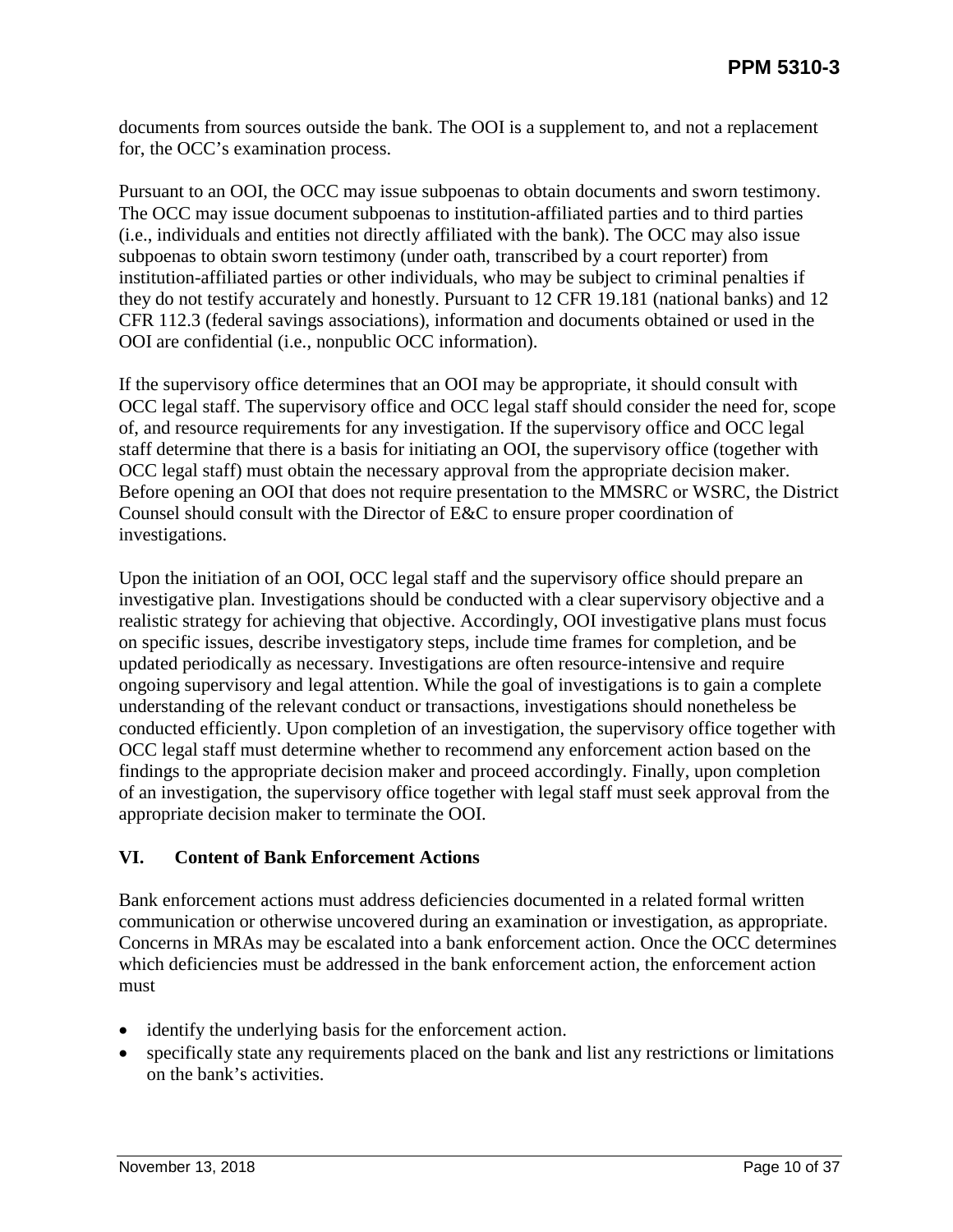documents from sources outside the bank. The OOI is a supplement to, and not a replacement for, the OCC's examination process.

Pursuant to an OOI, the OCC may issue subpoenas to obtain documents and sworn testimony. The OCC may issue document subpoenas to institution-affiliated parties and to third parties (i.e., individuals and entities not directly affiliated with the bank). The OCC may also issue subpoenas to obtain sworn testimony (under oath, transcribed by a court reporter) from institution-affiliated parties or other individuals, who may be subject to criminal penalties if they do not testify accurately and honestly. Pursuant to 12 CFR 19.181 (national banks) and 12 CFR 112.3 (federal savings associations), information and documents obtained or used in the OOI are confidential (i.e., nonpublic OCC information).

If the supervisory office determines that an OOI may be appropriate, it should consult with OCC legal staff. The supervisory office and OCC legal staff should consider the need for, scope of, and resource requirements for any investigation. If the supervisory office and OCC legal staff determine that there is a basis for initiating an OOI, the supervisory office (together with OCC legal staff) must obtain the necessary approval from the appropriate decision maker. Before opening an OOI that does not require presentation to the MMSRC or WSRC, the District Counsel should consult with the Director of E&C to ensure proper coordination of investigations.

Upon the initiation of an OOI, OCC legal staff and the supervisory office should prepare an investigative plan. Investigations should be conducted with a clear supervisory objective and a realistic strategy for achieving that objective. Accordingly, OOI investigative plans must focus on specific issues, describe investigatory steps, include time frames for completion, and be updated periodically as necessary. Investigations are often resource-intensive and require ongoing supervisory and legal attention. While the goal of investigations is to gain a complete understanding of the relevant conduct or transactions, investigations should nonetheless be conducted efficiently. Upon completion of an investigation, the supervisory office together with OCC legal staff must determine whether to recommend any enforcement action based on the findings to the appropriate decision maker and proceed accordingly. Finally, upon completion of an investigation, the supervisory office together with legal staff must seek approval from the appropriate decision maker to terminate the OOI.

## VI. Content of Bank Enforcement Actions

Bank enforcement actions must address deficiencies documented in a related formal written communication or otherwise uncovered during an examination or investigation, as appropriate. Concerns in MRAs may be escalated into a bank enforcement action. Once the OCC determines which deficiencies must be addressed in the bank enforcement action, the enforcement action must

- identify the underlying basis for the enforcement action.
- specifically state any requirements placed on the bank and list any restrictions or limitations on the bank's activities.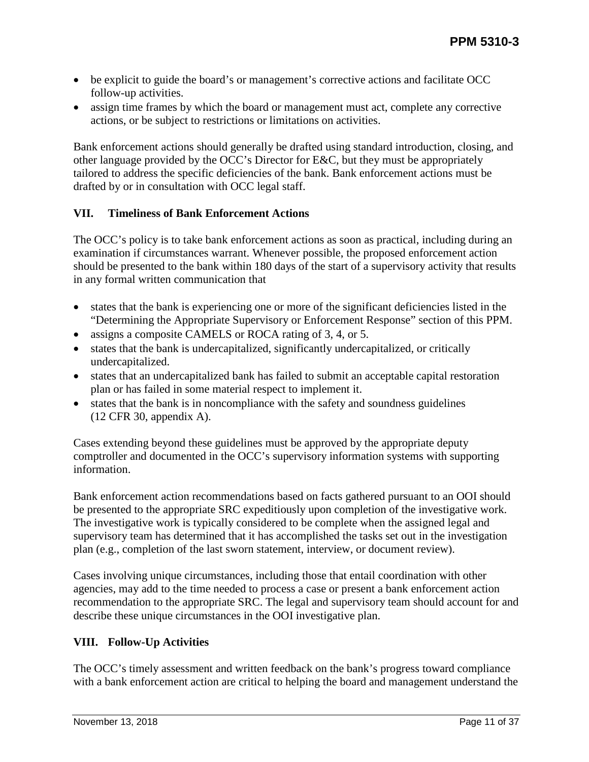- be explicit to guide the board's or management's corrective actions and facilitate OCC follow-up activities.
- assign time frames by which the board or management must act, complete any corrective actions, or be subject to restrictions or limitations on activities.

Bank enforcement actions should generally be drafted using standard introduction, closing, and other language provided by the OCC's Director for E&C, but they must be appropriately tailored to address the specific deficiencies of the bank. Bank enforcement actions must be drafted by or in consultation with OCC legal staff.

## VII. Timeliness of Bank Enforcement Actions

The OCC's policy is to take bank enforcement actions as soon as practical, including during an examination if circumstances warrant. Whenever possible, the proposed enforcement action should be presented to the bank within 180 days of the start of a supervisory activity that results in any formal written communication that

- states that the bank is experiencing one or more of the significant deficiencies listed in the "Determining the Appropriate Supervisory or Enforcement Response" section of this PPM.
- assigns a composite CAMELS or ROCA rating of 3, 4, or 5.
- states that the bank is undercapitalized, significantly undercapitalized, or critically undercapitalized.
- states that an undercapitalized bank has failed to submit an acceptable capital restoration plan or has failed in some material respect to implement it.
- states that the bank is in noncompliance with the safety and soundness guidelines (12 CFR 30, appendix A).

Cases extending beyond these guidelines must be approved by the appropriate deputy comptroller and documented in the OCC's supervisory information systems with supporting information.

Bank enforcement action recommendations based on facts gathered pursuant to an OOI should be presented to the appropriate SRC expeditiously upon completion of the investigative work. The investigative work is typically considered to be complete when the assigned legal and supervisory team has determined that it has accomplished the tasks set out in the investigation plan (e.g., completion of the last sworn statement, interview, or document review).

Cases involving unique circumstances, including those that entail coordination with other agencies, may add to the time needed to process a case or present a bank enforcement action recommendation to the appropriate SRC. The legal and supervisory team should account for and describe these unique circumstances in the OOI investigative plan.

## VIII. Follow-Up Activities

The OCC's timely assessment and written feedback on the bank's progress toward compliance with a bank enforcement action are critical to helping the board and management understand the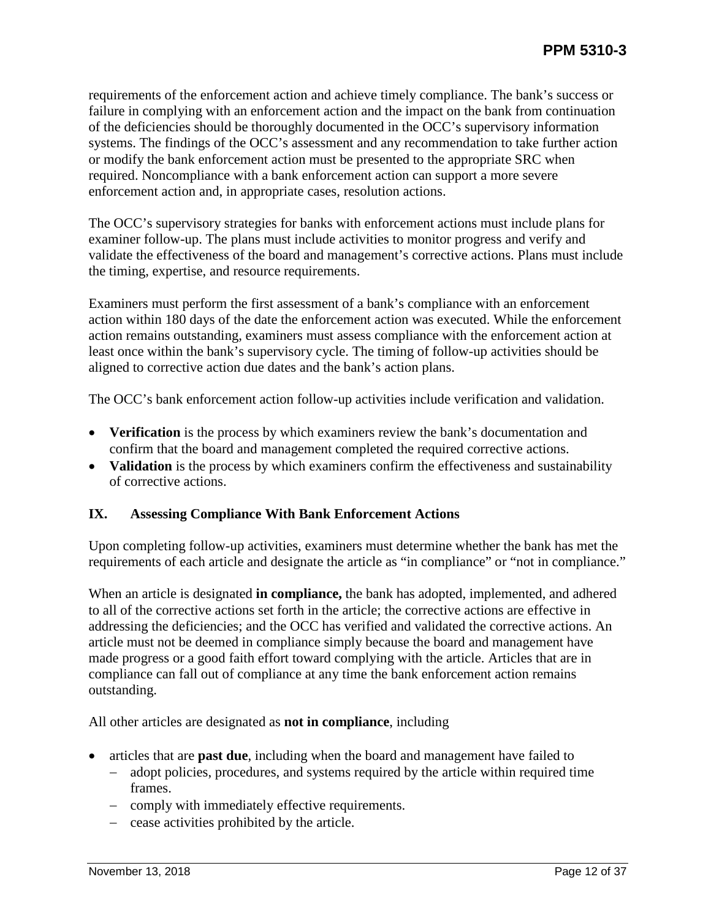requirements of the enforcement action and achieve timely compliance. The bank's success or failure in complying with an enforcement action and the impact on the bank from continuation of the deficiencies should be thoroughly documented in the OCC's supervisory information systems. The findings of the OCC's assessment and any recommendation to take further action or modify the bank enforcement action must be presented to the appropriate SRC when required. Noncompliance with a bank enforcement action can support a more severe enforcement action and, in appropriate cases, resolution actions.

The OCC's supervisory strategies for banks with enforcement actions must include plans for examiner follow-up. The plans must include activities to monitor progress and verify and validate the effectiveness of the board and management's corrective actions. Plans must include the timing, expertise, and resource requirements.

Examiners must perform the first assessment of a bank's compliance with an enforcement action within 180 days of the date the enforcement action was executed. While the enforcement action remains outstanding, examiners must assess compliance with the enforcement action at least once within the bank's supervisory cycle. The timing of follow-up activities should be aligned to corrective action due dates and the bank's action plans.

The OCC's bank enforcement action follow-up activities include verification and validation.

- **Verification** is the process by which examiners review the bank's documentation and confirm that the board and management completed the required corrective actions.
- **Validation** is the process by which examiners confirm the effectiveness and sustainability of corrective actions.

## IX. Assessing Compliance With Bank Enforcement Actions

Upon completing follow-up activities, examiners must determine whether the bank has met the requirements of each article and designate the article as "in compliance" or "not in compliance."

When an article is designated **in compliance,** the bank has adopted, implemented, and adhered to all of the corrective actions set forth in the article; the corrective actions are effective in addressing the deficiencies; and the OCC has verified and validated the corrective actions. An article must not be deemed in compliance simply because the board and management have made progress or a good faith effort toward complying with the article. Articles that are in compliance can fall out of compliance at any time the bank enforcement action remains outstanding.

All other articles are designated as **not in compliance**, including

- articles that are **past due**, including when the board and management have failed to
  - adopt policies, procedures, and systems required by the article within required time frames.
  - comply with immediately effective requirements.
  - cease activities prohibited by the article.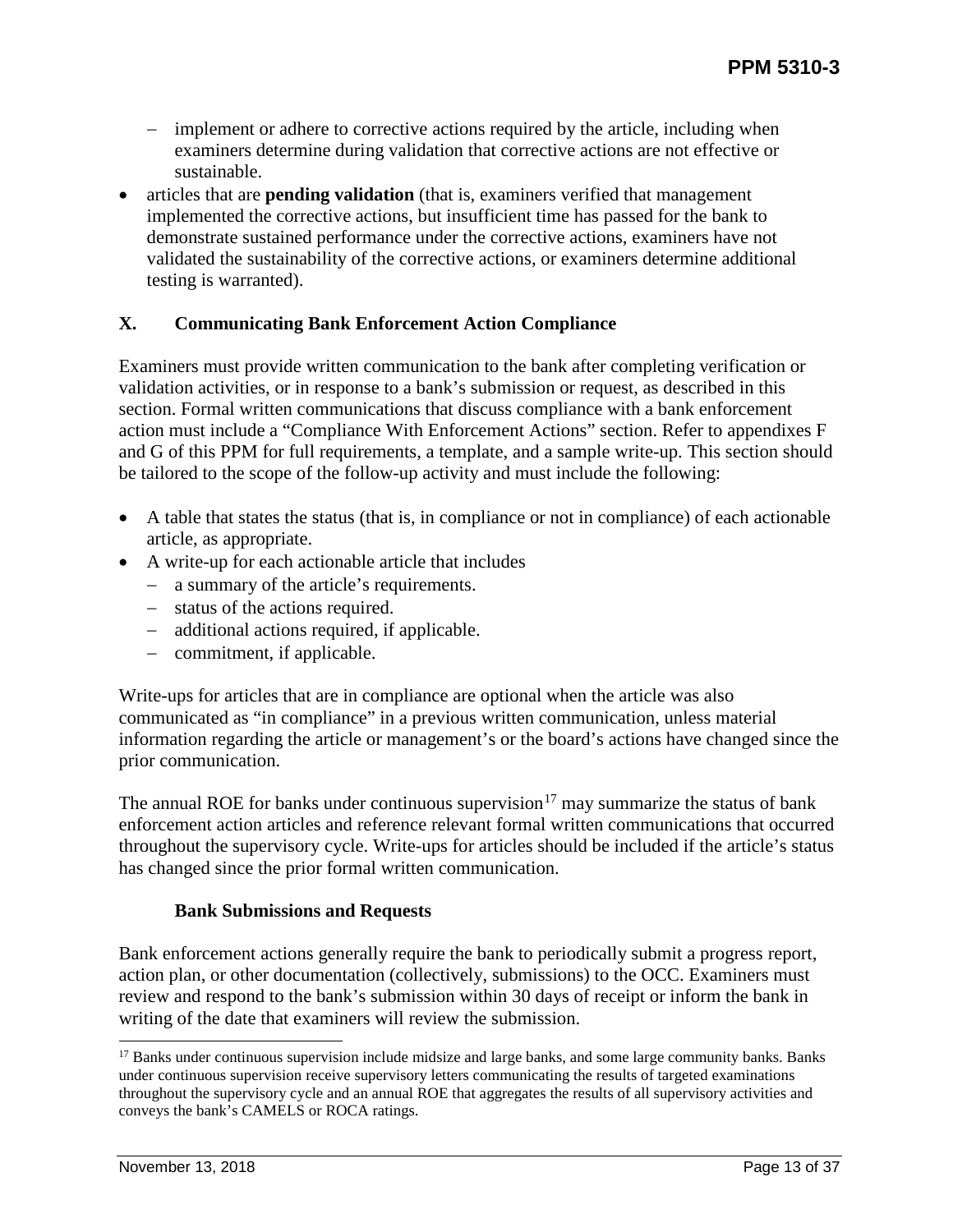- implement or adhere to corrective actions required by the article, including when examiners determine during validation that corrective actions are not effective or sustainable.
- articles that are **pending validation** (that is, examiners verified that management implemented the corrective actions, but insufficient time has passed for the bank to demonstrate sustained performance under the corrective actions, examiners have not validated the sustainability of the corrective actions, or examiners determine additional testing is warranted).

## X. Communicating Bank Enforcement Action Compliance

Examiners must provide written communication to the bank after completing verification or validation activities, or in response to a bank's submission or request, as described in this section. Formal written communications that discuss compliance with a bank enforcement action must include a "Compliance With Enforcement Actions" section. Refer to appendixes F and G of this PPM for full requirements, a template, and a sample write-up. This section should be tailored to the scope of the follow-up activity and must include the following:

- A table that states the status (that is, in compliance or not in compliance) of each actionable article, as appropriate.
- A write-up for each actionable article that includes
  - a summary of the article's requirements.
  - status of the actions required.
  - additional actions required, if applicable.
  - commitment, if applicable.

Write-ups for articles that are in compliance are optional when the article was also communicated as "in compliance" in a previous written communication, unless material information regarding the article or management's or the board's actions have changed since the prior communication.

The annual ROE for banks under continuous supervision[17] may summarize the status of bank enforcement action articles and reference relevant formal written communications that occurred throughout the supervisory cycle. Write-ups for articles should be included if the article's status has changed since the prior formal written communication.

### Bank Submissions and Requests

Bank enforcement actions generally require the bank to periodically submit a progress report, action plan, or other documentation (collectively, submissions) to the OCC. Examiners must review and respond to the bank's submission within 30 days of receipt or inform the bank in writing of the date that examiners will review the submission.

[17] Banks under continuous supervision include midsize and large banks, and some large community banks. Banks under continuous supervision receive supervisory letters communicating the results of targeted examinations throughout the supervisory cycle and an annual ROE that aggregates the results of all supervisory activities and conveys the bank's CAMELS or ROCA ratings.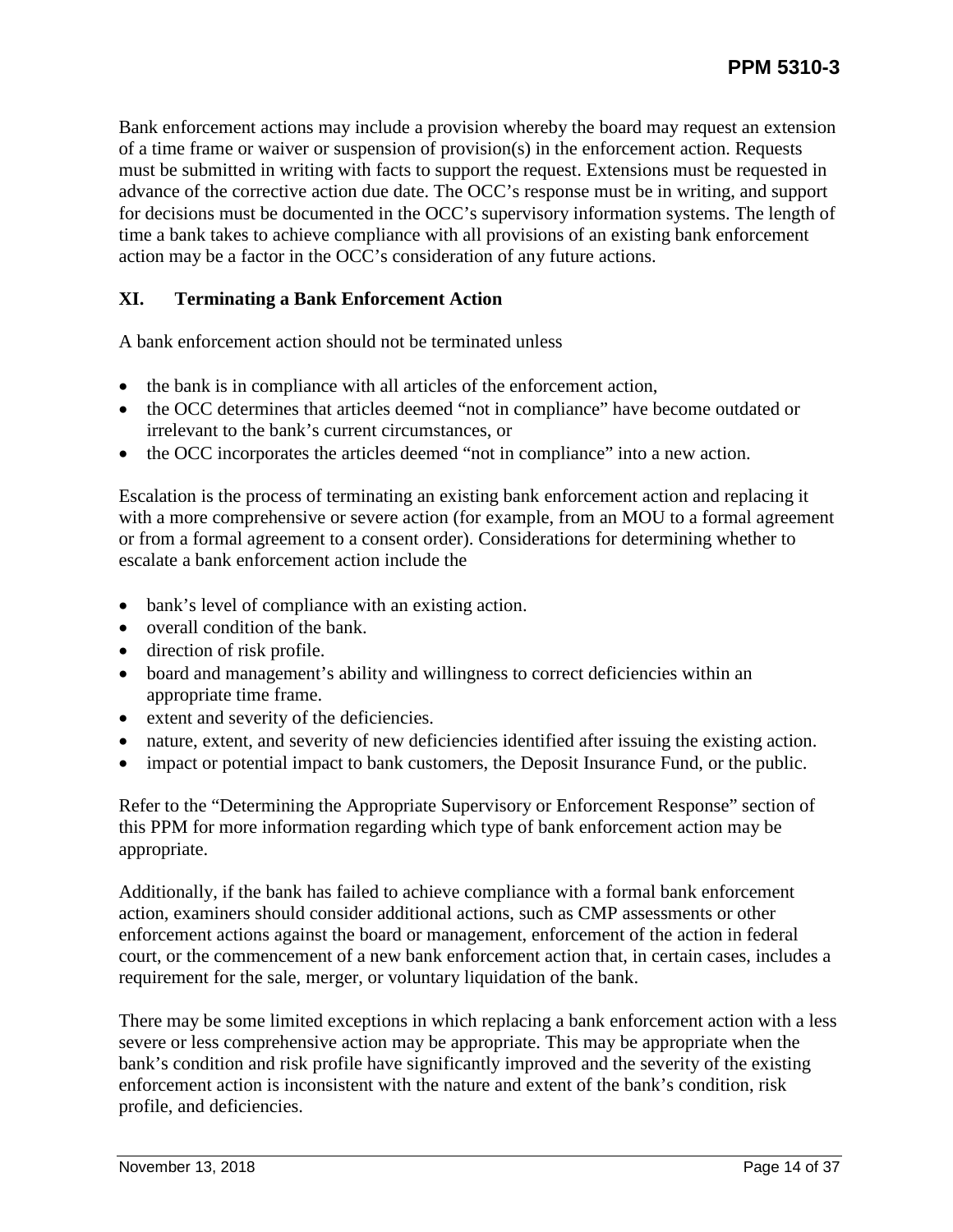Bank enforcement actions may include a provision whereby the board may request an extension of a time frame or waiver or suspension of provision(s) in the enforcement action. Requests must be submitted in writing with facts to support the request. Extensions must be requested in advance of the corrective action due date. The OCC's response must be in writing, and support for decisions must be documented in the OCC's supervisory information systems. The length of time a bank takes to achieve compliance with all provisions of an existing bank enforcement action may be a factor in the OCC's consideration of any future actions.

## XI. Terminating a Bank Enforcement Action

A bank enforcement action should not be terminated unless

- the bank is in compliance with all articles of the enforcement action,
- the OCC determines that articles deemed "not in compliance" have become outdated or irrelevant to the bank's current circumstances, or
- the OCC incorporates the articles deemed "not in compliance" into a new action.

Escalation is the process of terminating an existing bank enforcement action and replacing it with a more comprehensive or severe action (for example, from an MOU to a formal agreement or from a formal agreement to a consent order). Considerations for determining whether to escalate a bank enforcement action include the

- bank's level of compliance with an existing action.
- overall condition of the bank.
- direction of risk profile.
- board and management's ability and willingness to correct deficiencies within an appropriate time frame.
- extent and severity of the deficiencies.
- nature, extent, and severity of new deficiencies identified after issuing the existing action.
- impact or potential impact to bank customers, the Deposit Insurance Fund, or the public.

Refer to the "Determining the Appropriate Supervisory or Enforcement Response" section of this PPM for more information regarding which type of bank enforcement action may be appropriate.

Additionally, if the bank has failed to achieve compliance with a formal bank enforcement action, examiners should consider additional actions, such as CMP assessments or other enforcement actions against the board or management, enforcement of the action in federal court, or the commencement of a new bank enforcement action that, in certain cases, includes a requirement for the sale, merger, or voluntary liquidation of the bank.

There may be some limited exceptions in which replacing a bank enforcement action with a less severe or less comprehensive action may be appropriate. This may be appropriate when the bank's condition and risk profile have significantly improved and the severity of the existing enforcement action is inconsistent with the nature and extent of the bank's condition, risk profile, and deficiencies.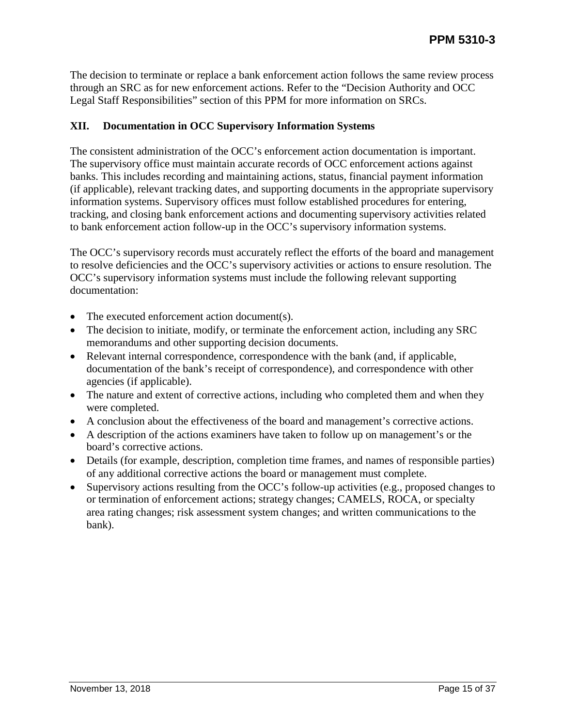The decision to terminate or replace a bank enforcement action follows the same review process through an SRC as for new enforcement actions. Refer to the "Decision Authority and OCC Legal Staff Responsibilities" section of this PPM for more information on SRCs.

## XII. Documentation in OCC Supervisory Information Systems

The consistent administration of the OCC's enforcement action documentation is important. The supervisory office must maintain accurate records of OCC enforcement actions against banks. This includes recording and maintaining actions, status, financial payment information (if applicable), relevant tracking dates, and supporting documents in the appropriate supervisory information systems. Supervisory offices must follow established procedures for entering, tracking, and closing bank enforcement actions and documenting supervisory activities related to bank enforcement action follow-up in the OCC's supervisory information systems.

The OCC's supervisory records must accurately reflect the efforts of the board and management to resolve deficiencies and the OCC's supervisory activities or actions to ensure resolution. The OCC's supervisory information systems must include the following relevant supporting documentation:

- The executed enforcement action document(s).
- The decision to initiate, modify, or terminate the enforcement action, including any SRC memorandums and other supporting decision documents.
- Relevant internal correspondence, correspondence with the bank (and, if applicable, documentation of the bank's receipt of correspondence), and correspondence with other agencies (if applicable).
- The nature and extent of corrective actions, including who completed them and when they were completed.
- A conclusion about the effectiveness of the board and management's corrective actions.
- A description of the actions examiners have taken to follow up on management's or the board's corrective actions.
- Details (for example, description, completion time frames, and names of responsible parties) of any additional corrective actions the board or management must complete.
- Supervisory actions resulting from the OCC's follow-up activities (e.g., proposed changes to or termination of enforcement actions; strategy changes; CAMELS, ROCA, or specialty area rating changes; risk assessment system changes; and written communications to the bank).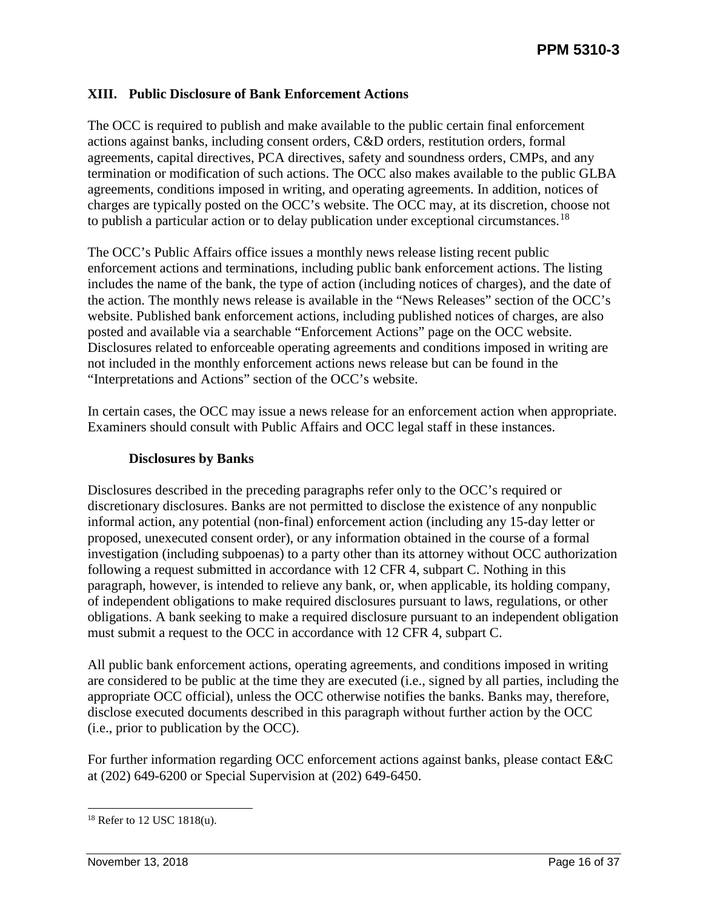## XIII. Public Disclosure of Bank Enforcement Actions

The OCC is required to publish and make available to the public certain final enforcement actions against banks, including consent orders, C&D orders, restitution orders, formal agreements, capital directives, PCA directives, safety and soundness orders, CMPs, and any termination or modification of such actions. The OCC also makes available to the public GLBA agreements, conditions imposed in writing, and operating agreements. In addition, notices of charges are typically posted on the OCC's website. The OCC may, at its discretion, choose not to publish a particular action or to delay publication under exceptional circumstances.[18]

The OCC's Public Affairs office issues a monthly news release listing recent public enforcement actions and terminations, including public bank enforcement actions. The listing includes the name of the bank, the type of action (including notices of charges), and the date of the action. The monthly news release is available in the "News Releases" section of the OCC's website. Published bank enforcement actions, including published notices of charges, are also posted and available via a searchable "Enforcement Actions" page on the OCC website. Disclosures related to enforceable operating agreements and conditions imposed in writing are not included in the monthly enforcement actions news release but can be found in the "Interpretations and Actions" section of the OCC's website.

In certain cases, the OCC may issue a news release for an enforcement action when appropriate. Examiners should consult with Public Affairs and OCC legal staff in these instances.

### Disclosures by Banks

Disclosures described in the preceding paragraphs refer only to the OCC's required or discretionary disclosures. Banks are not permitted to disclose the existence of any nonpublic informal action, any potential (non-final) enforcement action (including any 15-day letter or proposed, unexecuted consent order), or any information obtained in the course of a formal investigation (including subpoenas) to a party other than its attorney without OCC authorization following a request submitted in accordance with 12 CFR 4, subpart C. Nothing in this paragraph, however, is intended to relieve any bank, or, when applicable, its holding company, of independent obligations to make required disclosures pursuant to laws, regulations, or other obligations. A bank seeking to make a required disclosure pursuant to an independent obligation must submit a request to the OCC in accordance with 12 CFR 4, subpart C.

All public bank enforcement actions, operating agreements, and conditions imposed in writing are considered to be public at the time they are executed (i.e., signed by all parties, including the appropriate OCC official), unless the OCC otherwise notifies the banks. Banks may, therefore, disclose executed documents described in this paragraph without further action by the OCC (i.e., prior to publication by the OCC).

For further information regarding OCC enforcement actions against banks, please contact E&C at (202) 649-6200 or Special Supervision at (202) 649-6450.

---

[18] Refer to 12 USC 1818(u).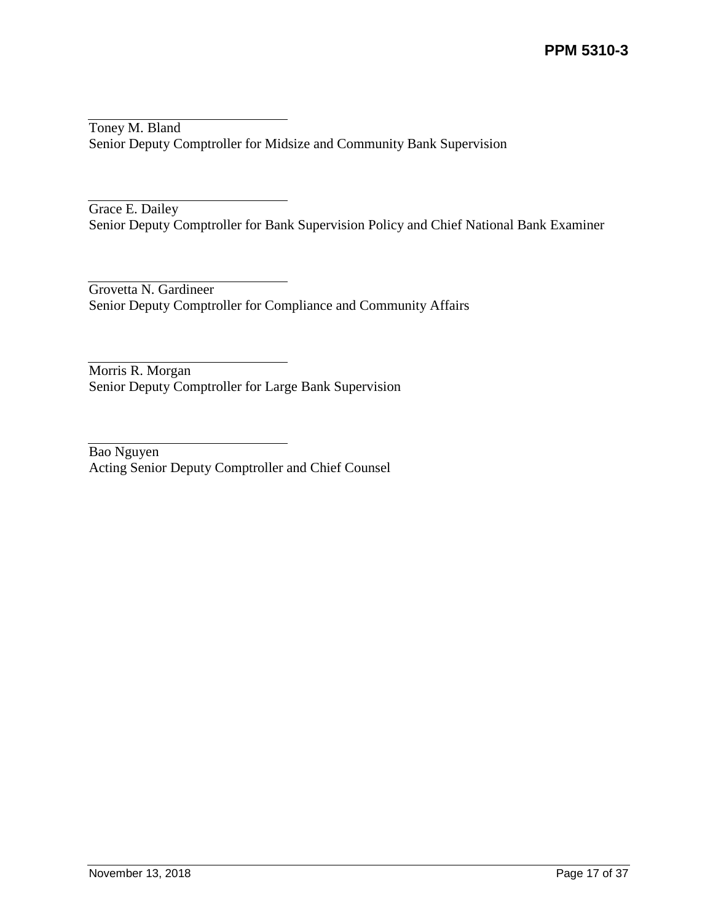Toney M. Bland
Senior Deputy Comptroller for Midsize and Community Bank Supervision

Grace E. Dailey
Senior Deputy Comptroller for Bank Supervision Policy and Chief National Bank Examiner

Grovetta N. Gardineer
Senior Deputy Comptroller for Compliance and Community Affairs

Morris R. Morgan
Senior Deputy Comptroller for Large Bank Supervision

Bao Nguyen
Acting Senior Deputy Comptroller and Chief Counsel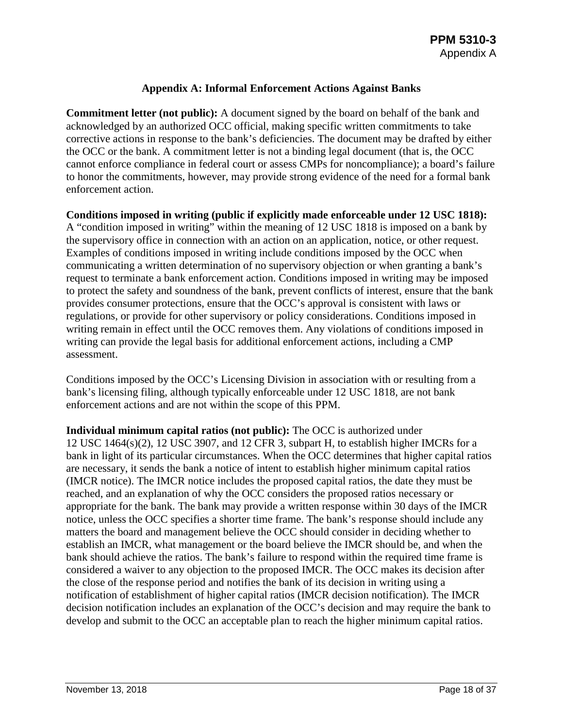## Appendix A: Informal Enforcement Actions Against Banks

**Commitment letter (not public):** A document signed by the board on behalf of the bank and acknowledged by an authorized OCC official, making specific written commitments to take corrective actions in response to the bank's deficiencies. The document may be drafted by either the OCC or the bank. A commitment letter is not a binding legal document (that is, the OCC cannot enforce compliance in federal court or assess CMPs for noncompliance); a board's failure to honor the commitments, however, may provide strong evidence of the need for a formal bank enforcement action.

**Conditions imposed in writing (public if explicitly made enforceable under 12 USC 1818):** A "condition imposed in writing" within the meaning of 12 USC 1818 is imposed on a bank by the supervisory office in connection with an action on an application, notice, or other request. Examples of conditions imposed in writing include conditions imposed by the OCC when communicating a written determination of no supervisory objection or when granting a bank's request to terminate a bank enforcement action. Conditions imposed in writing may be imposed to protect the safety and soundness of the bank, prevent conflicts of interest, ensure that the bank provides consumer protections, ensure that the OCC's approval is consistent with laws or regulations, or provide for other supervisory or policy considerations. Conditions imposed in writing remain in effect until the OCC removes them. Any violations of conditions imposed in writing can provide the legal basis for additional enforcement actions, including a CMP assessment.

Conditions imposed by the OCC's Licensing Division in association with or resulting from a bank's licensing filing, although typically enforceable under 12 USC 1818, are not bank enforcement actions and are not within the scope of this PPM.

**Individual minimum capital ratios (not public):** The OCC is authorized under 12 USC 1464(s)(2), 12 USC 3907, and 12 CFR 3, subpart H, to establish higher IMCRs for a bank in light of its particular circumstances. When the OCC determines that higher capital ratios are necessary, it sends the bank a notice of intent to establish higher minimum capital ratios (IMCR notice). The IMCR notice includes the proposed capital ratios, the date they must be reached, and an explanation of why the OCC considers the proposed ratios necessary or appropriate for the bank. The bank may provide a written response within 30 days of the IMCR notice, unless the OCC specifies a shorter time frame. The bank's response should include any matters the board and management believe the OCC should consider in deciding whether to establish an IMCR, what management or the board believe the IMCR should be, and when the bank should achieve the ratios. The bank's failure to respond within the required time frame is considered a waiver to any objection to the proposed IMCR. The OCC makes its decision after the close of the response period and notifies the bank of its decision in writing using a notification of establishment of higher capital ratios (IMCR decision notification). The IMCR decision notification includes an explanation of the OCC's decision and may require the bank to develop and submit to the OCC an acceptable plan to reach the higher minimum capital ratios.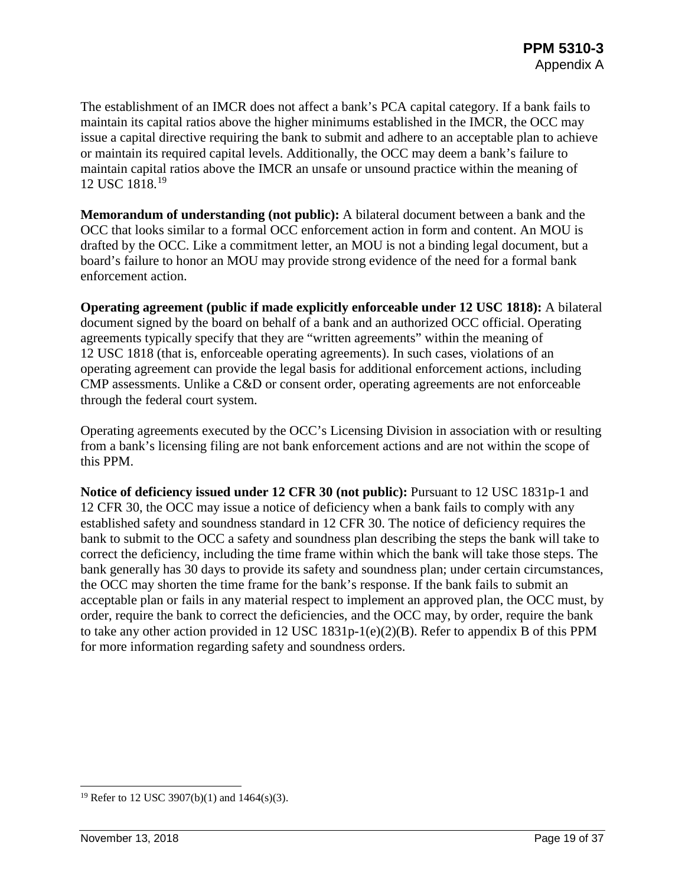The establishment of an IMCR does not affect a bank's PCA capital category. If a bank fails to maintain its capital ratios above the higher minimums established in the IMCR, the OCC may issue a capital directive requiring the bank to submit and adhere to an acceptable plan to achieve or maintain its required capital levels. Additionally, the OCC may deem a bank's failure to maintain capital ratios above the IMCR an unsafe or unsound practice within the meaning of 12 USC 1818.[19]

**Memorandum of understanding (not public):** A bilateral document between a bank and the OCC that looks similar to a formal OCC enforcement action in form and content. An MOU is drafted by the OCC. Like a commitment letter, an MOU is not a binding legal document, but a board's failure to honor an MOU may provide strong evidence of the need for a formal bank enforcement action.

**Operating agreement (public if made explicitly enforceable under 12 USC 1818):** A bilateral document signed by the board on behalf of a bank and an authorized OCC official. Operating agreements typically specify that they are "written agreements" within the meaning of 12 USC 1818 (that is, enforceable operating agreements). In such cases, violations of an operating agreement can provide the legal basis for additional enforcement actions, including CMP assessments. Unlike a C&D or consent order, operating agreements are not enforceable through the federal court system.

Operating agreements executed by the OCC's Licensing Division in association with or resulting from a bank's licensing filing are not bank enforcement actions and are not within the scope of this PPM.

**Notice of deficiency issued under 12 CFR 30 (not public):** Pursuant to 12 USC 1831p-1 and 12 CFR 30, the OCC may issue a notice of deficiency when a bank fails to comply with any established safety and soundness standard in 12 CFR 30. The notice of deficiency requires the bank to submit to the OCC a safety and soundness plan describing the steps the bank will take to correct the deficiency, including the time frame within which the bank will take those steps. The bank generally has 30 days to provide its safety and soundness plan; under certain circumstances, the OCC may shorten the time frame for the bank's response. If the bank fails to submit an acceptable plan or fails in any material respect to implement an approved plan, the OCC must, by order, require the bank to correct the deficiencies, and the OCC may, by order, require the bank to take any other action provided in 12 USC 1831p-1(e)(2)(B). Refer to appendix B of this PPM for more information regarding safety and soundness orders.

---

[19] Refer to 12 USC 3907(b)(1) and 1464(s)(3).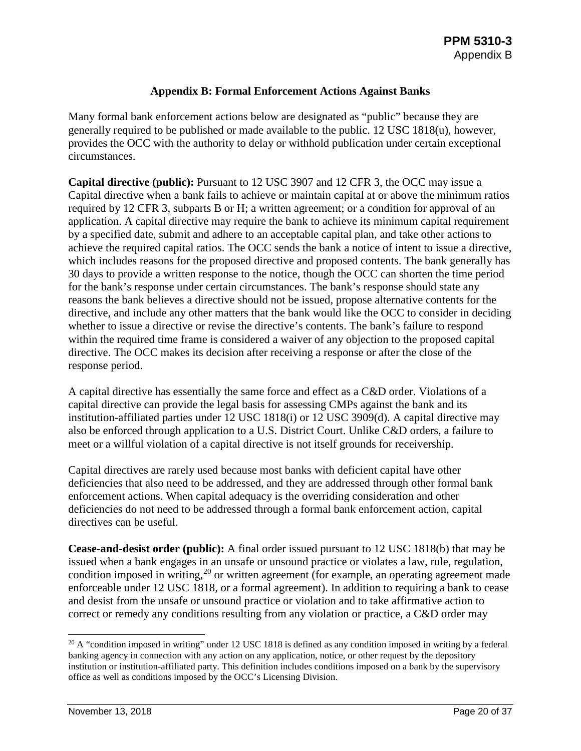## Appendix B: Formal Enforcement Actions Against Banks

Many formal bank enforcement actions below are designated as "public" because they are generally required to be published or made available to the public. 12 USC 1818(u), however, provides the OCC with the authority to delay or withhold publication under certain exceptional circumstances.

**Capital directive (public):** Pursuant to 12 USC 3907 and 12 CFR 3, the OCC may issue a Capital directive when a bank fails to achieve or maintain capital at or above the minimum ratios required by 12 CFR 3, subparts B or H; a written agreement; or a condition for approval of an application. A capital directive may require the bank to achieve its minimum capital requirement by a specified date, submit and adhere to an acceptable capital plan, and take other actions to achieve the required capital ratios. The OCC sends the bank a notice of intent to issue a directive, which includes reasons for the proposed directive and proposed contents. The bank generally has 30 days to provide a written response to the notice, though the OCC can shorten the time period for the bank's response under certain circumstances. The bank's response should state any reasons the bank believes a directive should not be issued, propose alternative contents for the directive, and include any other matters that the bank would like the OCC to consider in deciding whether to issue a directive or revise the directive's contents. The bank's failure to respond within the required time frame is considered a waiver of any objection to the proposed capital directive. The OCC makes its decision after receiving a response or after the close of the response period.

A capital directive has essentially the same force and effect as a C&D order. Violations of a capital directive can provide the legal basis for assessing CMPs against the bank and its institution-affiliated parties under 12 USC 1818(i) or 12 USC 3909(d). A capital directive may also be enforced through application to a U.S. District Court. Unlike C&D orders, a failure to meet or a willful violation of a capital directive is not itself grounds for receivership.

Capital directives are rarely used because most banks with deficient capital have other deficiencies that also need to be addressed, and they are addressed through other formal bank enforcement actions. When capital adequacy is the overriding consideration and other deficiencies do not need to be addressed through a formal bank enforcement action, capital directives can be useful.

**Cease-and-desist order (public):** A final order issued pursuant to 12 USC 1818(b) that may be issued when a bank engages in an unsafe or unsound practice or violates a law, rule, regulation, condition imposed in writing,[20] or written agreement (for example, an operating agreement made enforceable under 12 USC 1818, or a formal agreement). In addition to requiring a bank to cease and desist from the unsafe or unsound practice or violation and to take affirmative action to correct or remedy any conditions resulting from any violation or practice, a C&D order may

[20] A "condition imposed in writing" under 12 USC 1818 is defined as any condition imposed in writing by a federal banking agency in connection with any action on any application, notice, or other request by the depository institution or institution-affiliated party. This definition includes conditions imposed on a bank by the supervisory office as well as conditions imposed by the OCC's Licensing Division.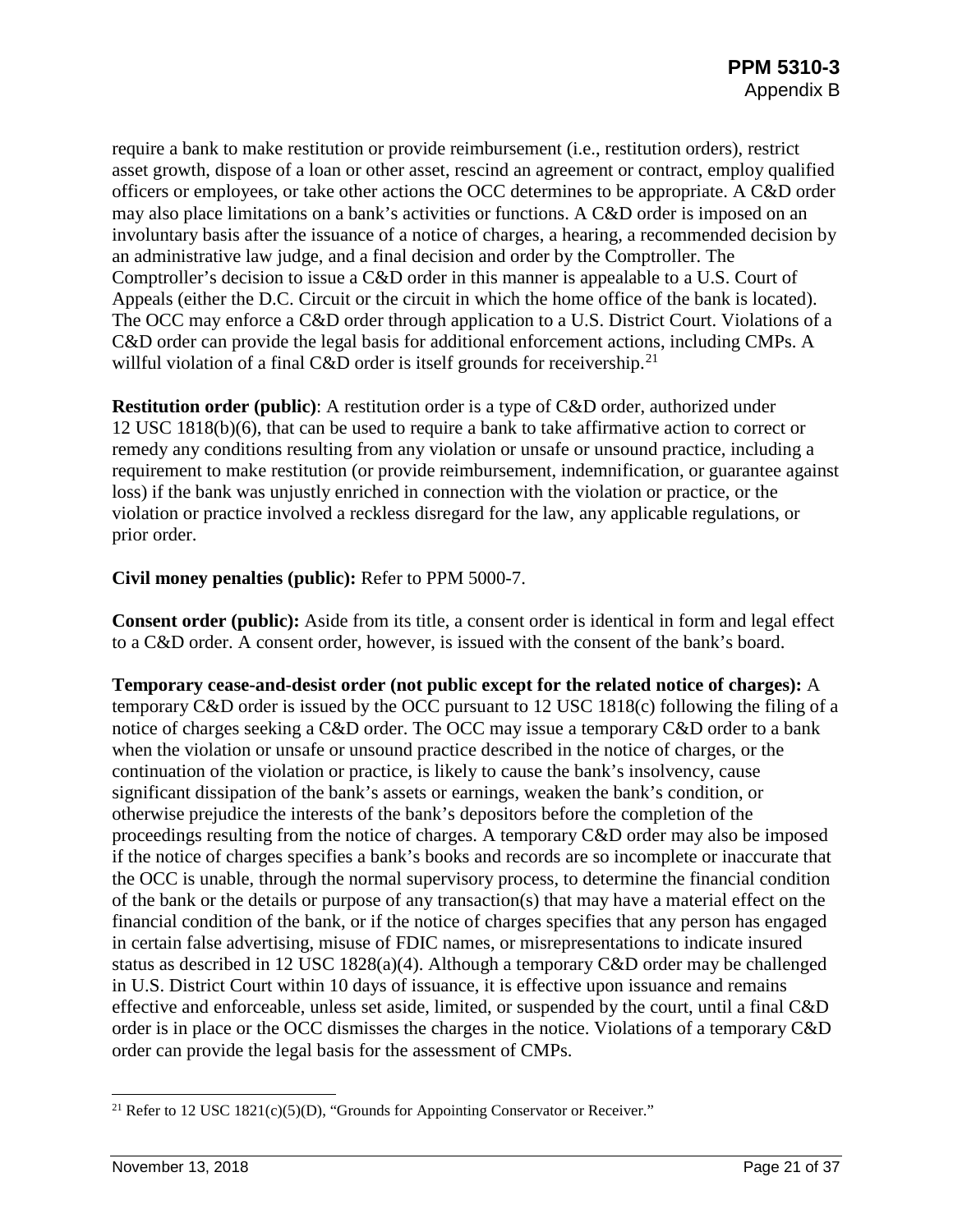require a bank to make restitution or provide reimbursement (i.e., restitution orders), restrict asset growth, dispose of a loan or other asset, rescind an agreement or contract, employ qualified officers or employees, or take other actions the OCC determines to be appropriate. A C&D order may also place limitations on a bank's activities or functions. A C&D order is imposed on an involuntary basis after the issuance of a notice of charges, a hearing, a recommended decision by an administrative law judge, and a final decision and order by the Comptroller. The Comptroller's decision to issue a C&D order in this manner is appealable to a U.S. Court of Appeals (either the D.C. Circuit or the circuit in which the home office of the bank is located). The OCC may enforce a C&D order through application to a U.S. District Court. Violations of a C&D order can provide the legal basis for additional enforcement actions, including CMPs. A willful violation of a final C&D order is itself grounds for receivership.[21]

**Restitution order (public)**: A restitution order is a type of C&D order, authorized under 12 USC 1818(b)(6), that can be used to require a bank to take affirmative action to correct or remedy any conditions resulting from any violation or unsafe or unsound practice, including a requirement to make restitution (or provide reimbursement, indemnification, or guarantee against loss) if the bank was unjustly enriched in connection with the violation or practice, or the violation or practice involved a reckless disregard for the law, any applicable regulations, or prior order.

**Civil money penalties (public):** Refer to PPM 5000-7.

**Consent order (public):** Aside from its title, a consent order is identical in form and legal effect to a C&D order. A consent order, however, is issued with the consent of the bank's board.

**Temporary cease-and-desist order (not public except for the related notice of charges):** A temporary C&D order is issued by the OCC pursuant to 12 USC 1818(c) following the filing of a notice of charges seeking a C&D order. The OCC may issue a temporary C&D order to a bank when the violation or unsafe or unsound practice described in the notice of charges, or the continuation of the violation or practice, is likely to cause the bank's insolvency, cause significant dissipation of the bank's assets or earnings, weaken the bank's condition, or otherwise prejudice the interests of the bank's depositors before the completion of the proceedings resulting from the notice of charges. A temporary C&D order may also be imposed if the notice of charges specifies a bank's books and records are so incomplete or inaccurate that the OCC is unable, through the normal supervisory process, to determine the financial condition of the bank or the details or purpose of any transaction(s) that may have a material effect on the financial condition of the bank, or if the notice of charges specifies that any person has engaged in certain false advertising, misuse of FDIC names, or misrepresentations to indicate insured status as described in 12 USC 1828(a)(4). Although a temporary C&D order may be challenged in U.S. District Court within 10 days of issuance, it is effective upon issuance and remains effective and enforceable, unless set aside, limited, or suspended by the court, until a final C&D order is in place or the OCC dismisses the charges in the notice. Violations of a temporary C&D order can provide the legal basis for the assessment of CMPs.

[21] Refer to 12 USC 1821(c)(5)(D), "Grounds for Appointing Conservator or Receiver."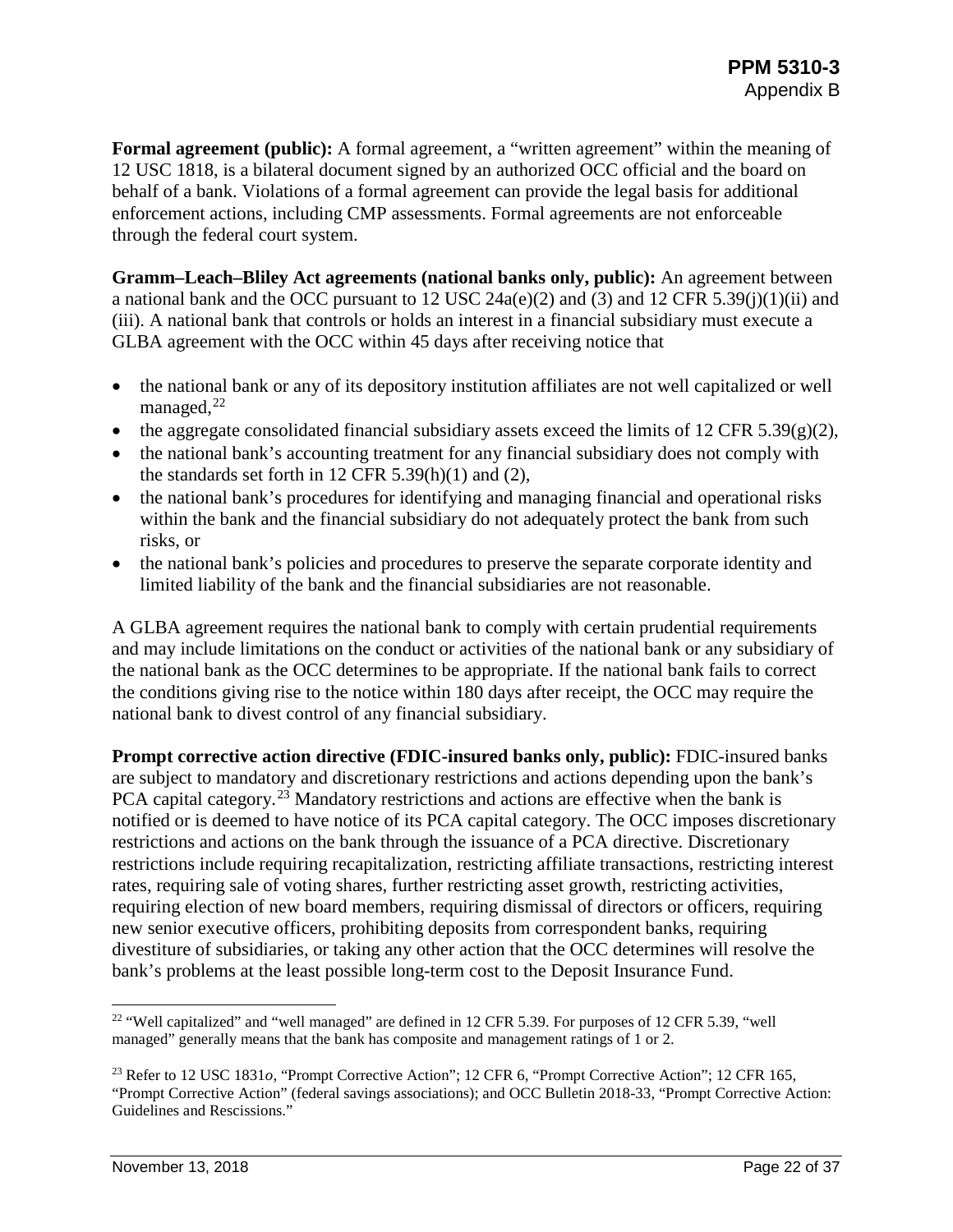**Formal agreement (public):** A formal agreement, a "written agreement" within the meaning of 12 USC 1818, is a bilateral document signed by an authorized OCC official and the board on behalf of a bank. Violations of a formal agreement can provide the legal basis for additional enforcement actions, including CMP assessments. Formal agreements are not enforceable through the federal court system.

**Gramm–Leach–Bliley Act agreements (national banks only, public):** An agreement between a national bank and the OCC pursuant to 12 USC 24a(e)(2) and (3) and 12 CFR 5.39(j)(1)(ii) and (iii). A national bank that controls or holds an interest in a financial subsidiary must execute a GLBA agreement with the OCC within 45 days after receiving notice that

- the national bank or any of its depository institution affiliates are not well capitalized or well managed,[22]
- the aggregate consolidated financial subsidiary assets exceed the limits of 12 CFR 5.39(g)(2),
- the national bank's accounting treatment for any financial subsidiary does not comply with the standards set forth in 12 CFR 5.39(h)(1) and (2),
- the national bank's procedures for identifying and managing financial and operational risks within the bank and the financial subsidiary do not adequately protect the bank from such risks, or
- the national bank's policies and procedures to preserve the separate corporate identity and limited liability of the bank and the financial subsidiaries are not reasonable.

A GLBA agreement requires the national bank to comply with certain prudential requirements and may include limitations on the conduct or activities of the national bank or any subsidiary of the national bank as the OCC determines to be appropriate. If the national bank fails to correct the conditions giving rise to the notice within 180 days after receipt, the OCC may require the national bank to divest control of any financial subsidiary.

**Prompt corrective action directive (FDIC-insured banks only, public):** FDIC-insured banks are subject to mandatory and discretionary restrictions and actions depending upon the bank's PCA capital category.[23] Mandatory restrictions and actions are effective when the bank is notified or is deemed to have notice of its PCA capital category. The OCC imposes discretionary restrictions and actions on the bank through the issuance of a PCA directive. Discretionary restrictions include requiring recapitalization, restricting affiliate transactions, restricting interest rates, requiring sale of voting shares, further restricting asset growth, restricting activities, requiring election of new board members, requiring dismissal of directors or officers, requiring new senior executive officers, prohibiting deposits from correspondent banks, requiring divestiture of subsidiaries, or taking any other action that the OCC determines will resolve the bank's problems at the least possible long-term cost to the Deposit Insurance Fund.

---

[22] "Well capitalized" and "well managed" are defined in 12 CFR 5.39. For purposes of 12 CFR 5.39, "well managed" generally means that the bank has composite and management ratings of 1 or 2.

[23] Refer to 12 USC 1831*o*, "Prompt Corrective Action"; 12 CFR 6, "Prompt Corrective Action"; 12 CFR 165, "Prompt Corrective Action" (federal savings associations); and OCC Bulletin 2018-33, "Prompt Corrective Action: Guidelines and Rescissions."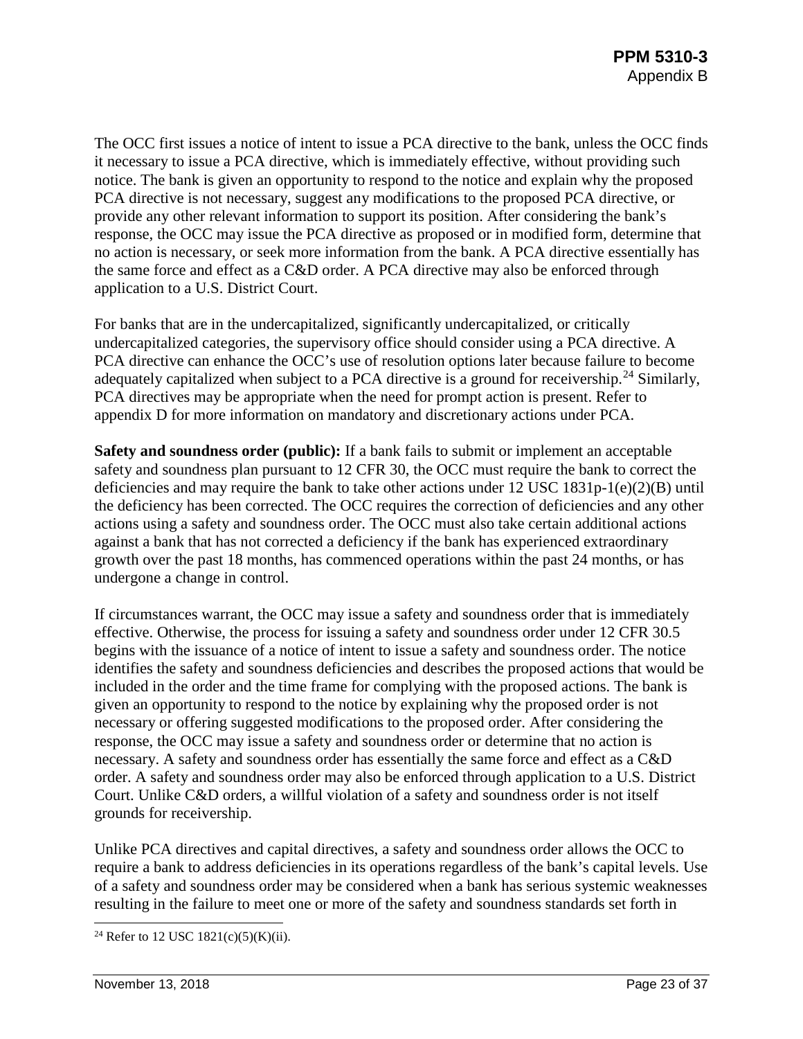The OCC first issues a notice of intent to issue a PCA directive to the bank, unless the OCC finds it necessary to issue a PCA directive, which is immediately effective, without providing such notice. The bank is given an opportunity to respond to the notice and explain why the proposed PCA directive is not necessary, suggest any modifications to the proposed PCA directive, or provide any other relevant information to support its position. After considering the bank's response, the OCC may issue the PCA directive as proposed or in modified form, determine that no action is necessary, or seek more information from the bank. A PCA directive essentially has the same force and effect as a C&D order. A PCA directive may also be enforced through application to a U.S. District Court.

For banks that are in the undercapitalized, significantly undercapitalized, or critically undercapitalized categories, the supervisory office should consider using a PCA directive. A PCA directive can enhance the OCC's use of resolution options later because failure to become adequately capitalized when subject to a PCA directive is a ground for receivership.[24] Similarly, PCA directives may be appropriate when the need for prompt action is present. Refer to appendix D for more information on mandatory and discretionary actions under PCA.

**Safety and soundness order (public):** If a bank fails to submit or implement an acceptable safety and soundness plan pursuant to 12 CFR 30, the OCC must require the bank to correct the deficiencies and may require the bank to take other actions under 12 USC 1831p-1(e)(2)(B) until the deficiency has been corrected. The OCC requires the correction of deficiencies and any other actions using a safety and soundness order. The OCC must also take certain additional actions against a bank that has not corrected a deficiency if the bank has experienced extraordinary growth over the past 18 months, has commenced operations within the past 24 months, or has undergone a change in control.

If circumstances warrant, the OCC may issue a safety and soundness order that is immediately effective. Otherwise, the process for issuing a safety and soundness order under 12 CFR 30.5 begins with the issuance of a notice of intent to issue a safety and soundness order. The notice identifies the safety and soundness deficiencies and describes the proposed actions that would be included in the order and the time frame for complying with the proposed actions. The bank is given an opportunity to respond to the notice by explaining why the proposed order is not necessary or offering suggested modifications to the proposed order. After considering the response, the OCC may issue a safety and soundness order or determine that no action is necessary. A safety and soundness order has essentially the same force and effect as a C&D order. A safety and soundness order may also be enforced through application to a U.S. District Court. Unlike C&D orders, a willful violation of a safety and soundness order is not itself grounds for receivership.

Unlike PCA directives and capital directives, a safety and soundness order allows the OCC to require a bank to address deficiencies in its operations regardless of the bank's capital levels. Use of a safety and soundness order may be considered when a bank has serious systemic weaknesses resulting in the failure to meet one or more of the safety and soundness standards set forth in

[24] Refer to 12 USC 1821(c)(5)(K)(ii).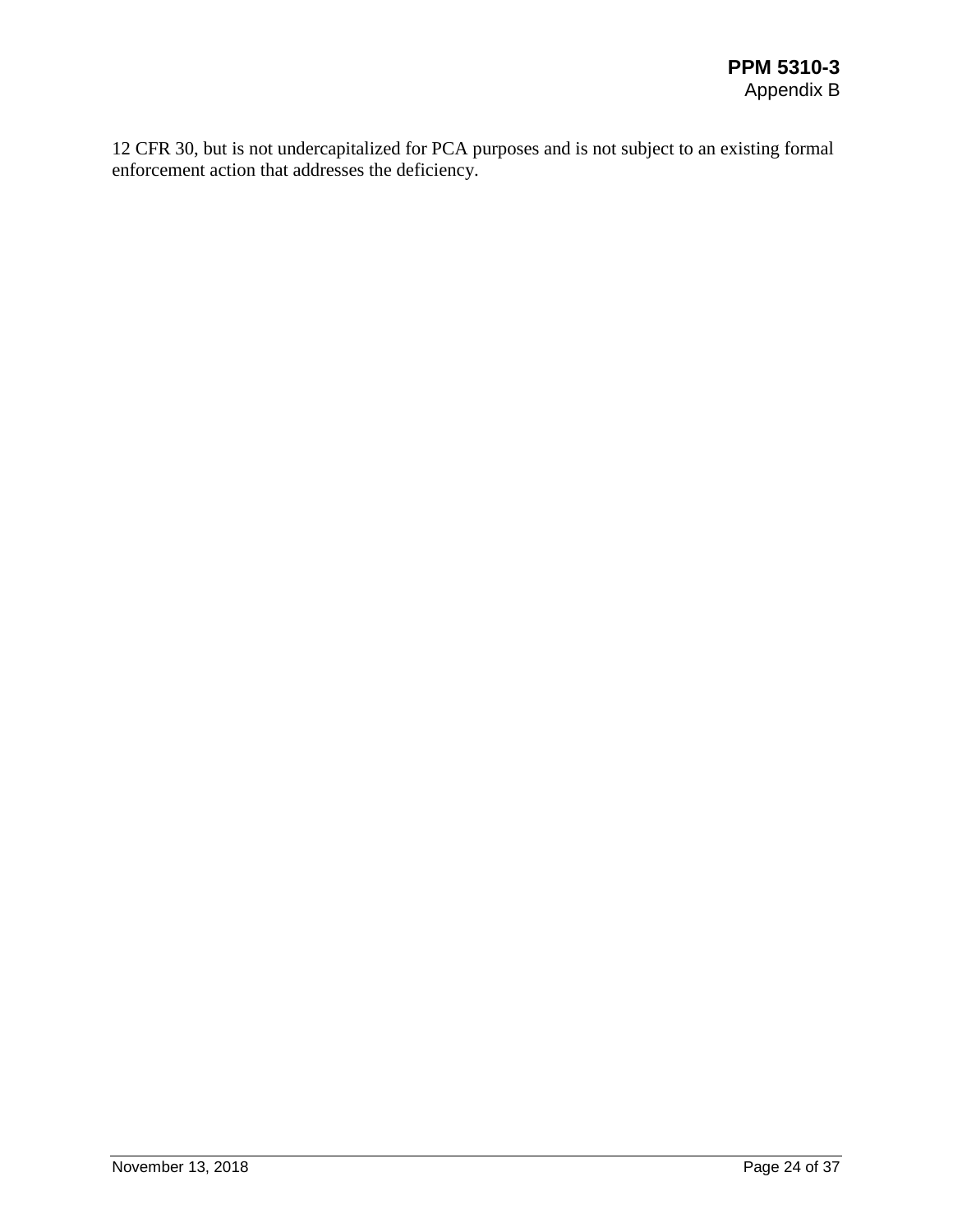12 CFR 30, but is not undercapitalized for PCA purposes and is not subject to an existing formal enforcement action that addresses the deficiency.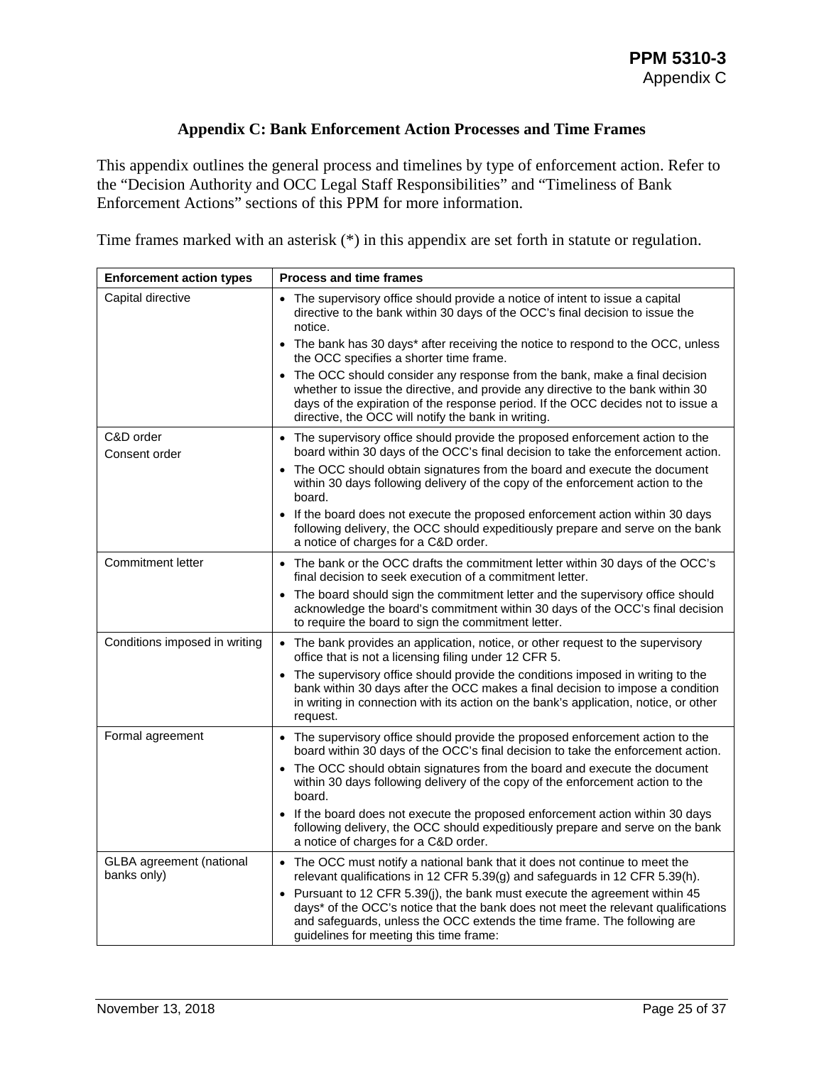### Appendix C: Bank Enforcement Action Processes and Time Frames

This appendix outlines the general process and timelines by type of enforcement action. Refer to the "Decision Authority and OCC Legal Staff Responsibilities" and "Timeliness of Bank Enforcement Actions" sections of this PPM for more information.

Time frames marked with an asterisk (*) in this appendix are set forth in statute or regulation.

| Enforcement action types | Process and time frames |
|---|---|
| Capital directive | • The supervisory office should provide a notice of intent to issue a capital directive to the bank within 30 days of the OCC's final decision to issue the notice.<br>• The bank has 30 days* after receiving the notice to respond to the OCC, unless the OCC specifies a shorter time frame.<br>• The OCC should consider any response from the bank, make a final decision whether to issue the directive, and provide any directive to the bank within 30 days of the expiration of the response period. If the OCC decides not to issue a directive, the OCC will notify the bank in writing. |
| C&D order<br>Consent order | • The supervisory office should provide the proposed enforcement action to the board within 30 days of the OCC's final decision to take the enforcement action.<br>• The OCC should obtain signatures from the board and execute the document within 30 days following delivery of the copy of the enforcement action to the board.<br>• If the board does not execute the proposed enforcement action within 30 days following delivery, the OCC should expeditiously prepare and serve on the bank a notice of charges for a C&D order. |
| Commitment letter | • The bank or the OCC drafts the commitment letter within 30 days of the OCC's final decision to seek execution of a commitment letter.<br>• The board should sign the commitment letter and the supervisory office should acknowledge the board's commitment within 30 days of the OCC's final decision to require the board to sign the commitment letter. |
| Conditions imposed in writing | • The bank provides an application, notice, or other request to the supervisory office that is not a licensing filing under 12 CFR 5.<br>• The supervisory office should provide the conditions imposed in writing to the bank within 30 days after the OCC makes a final decision to impose a condition in writing in connection with its action on the bank's application, notice, or other request. |
| Formal agreement | • The supervisory office should provide the proposed enforcement action to the board within 30 days of the OCC's final decision to take the enforcement action.<br>• The OCC should obtain signatures from the board and execute the document within 30 days following delivery of the copy of the enforcement action to the board.<br>• If the board does not execute the proposed enforcement action within 30 days following delivery, the OCC should expeditiously prepare and serve on the bank a notice of charges for a C&D order. |
| GLBA agreement (national banks only) | • The OCC must notify a national bank that it does not continue to meet the relevant qualifications in 12 CFR 5.39(g) and safeguards in 12 CFR 5.39(h).<br>• Pursuant to 12 CFR 5.39(j), the bank must execute the agreement within 45 days* of the OCC's notice that the bank does not meet the relevant qualifications and safeguards, unless the OCC extends the time frame. The following are guidelines for meeting this time frame: |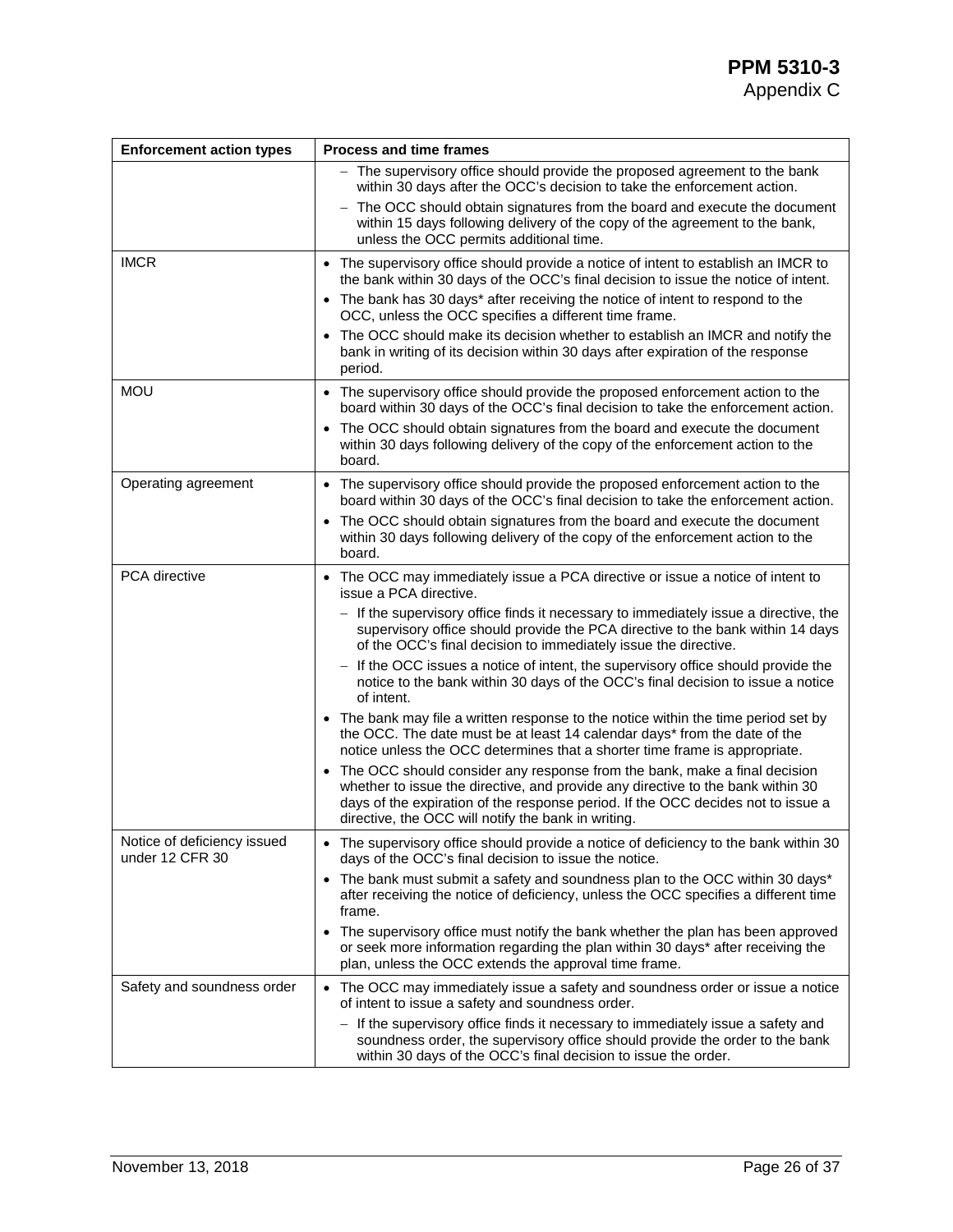| Enforcement action types | Process and time frames |
| --- | --- |
| | – The supervisory office should provide the proposed agreement to the bank within 30 days after the OCC's decision to take the enforcement action.<br>– The OCC should obtain signatures from the board and execute the document within 15 days following delivery of the copy of the agreement to the bank, unless the OCC permits additional time. |
| IMCR | • The supervisory office should provide a notice of intent to establish an IMCR to the bank within 30 days of the OCC's final decision to issue the notice of intent.<br>• The bank has 30 days* after receiving the notice of intent to respond to the OCC, unless the OCC specifies a different time frame.<br>• The OCC should make its decision whether to establish an IMCR and notify the bank in writing of its decision within 30 days after expiration of the response period. |
| MOU | • The supervisory office should provide the proposed enforcement action to the board within 30 days of the OCC's final decision to take the enforcement action.<br>• The OCC should obtain signatures from the board and execute the document within 30 days following delivery of the copy of the enforcement action to the board. |
| Operating agreement | • The supervisory office should provide the proposed enforcement action to the board within 30 days of the OCC's final decision to take the enforcement action.<br>• The OCC should obtain signatures from the board and execute the document within 30 days following delivery of the copy of the enforcement action to the board. |
| PCA directive | • The OCC may immediately issue a PCA directive or issue a notice of intent to issue a PCA directive.<br>– If the supervisory office finds it necessary to immediately issue a directive, the supervisory office should provide the PCA directive to the bank within 14 days of the OCC's final decision to immediately issue the directive.<br>– If the OCC issues a notice of intent, the supervisory office should provide the notice to the bank within 30 days of the OCC's final decision to issue a notice of intent.<br>• The bank may file a written response to the notice within the time period set by the OCC. The date must be at least 14 calendar days* from the date of the notice unless the OCC determines that a shorter time frame is appropriate.<br>• The OCC should consider any response from the bank, make a final decision whether to issue the directive, and provide any directive to the bank within 30 days of the expiration of the response period. If the OCC decides not to issue a directive, the OCC will notify the bank in writing. |
| Notice of deficiency issued under 12 CFR 30 | • The supervisory office should provide a notice of deficiency to the bank within 30 days of the OCC's final decision to issue the notice.<br>• The bank must submit a safety and soundness plan to the OCC within 30 days* after receiving the notice of deficiency, unless the OCC specifies a different time frame.<br>• The supervisory office must notify the bank whether the plan has been approved or seek more information regarding the plan within 30 days* after receiving the plan, unless the OCC extends the approval time frame. |
| Safety and soundness order | • The OCC may immediately issue a safety and soundness order or issue a notice of intent to issue a safety and soundness order.<br>– If the supervisory office finds it necessary to immediately issue a safety and soundness order, the supervisory office should provide the order to the bank within 30 days of the OCC's final decision to issue the order. |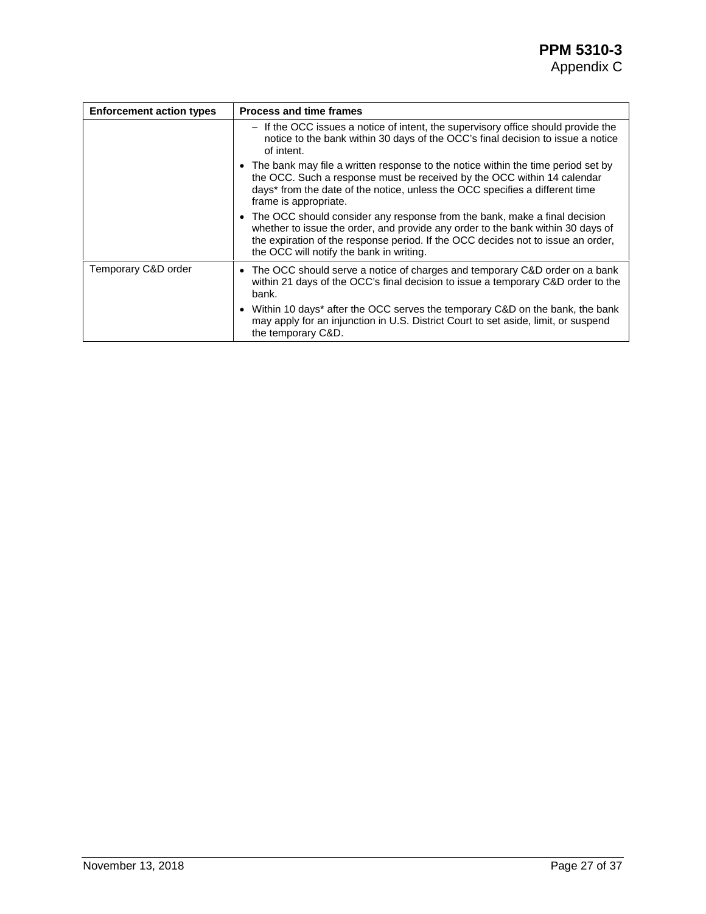| Enforcement action types | Process and time frames |
|---|---|
| | – If the OCC issues a notice of intent, the supervisory office should provide the notice to the bank within 30 days of the OCC's final decision to issue a notice of intent.<br>• The bank may file a written response to the notice within the time period set by the OCC. Such a response must be received by the OCC within 14 calendar days* from the date of the notice, unless the OCC specifies a different time frame is appropriate.<br>• The OCC should consider any response from the bank, make a final decision whether to issue the order, and provide any order to the bank within 30 days of the expiration of the response period. If the OCC decides not to issue an order, the OCC will notify the bank in writing. |
| Temporary C&D order | • The OCC should serve a notice of charges and temporary C&D order on a bank within 21 days of the OCC's final decision to issue a temporary C&D order to the bank.<br>• Within 10 days* after the OCC serves the temporary C&D on the bank, the bank may apply for an injunction in U.S. District Court to set aside, limit, or suspend the temporary C&D. |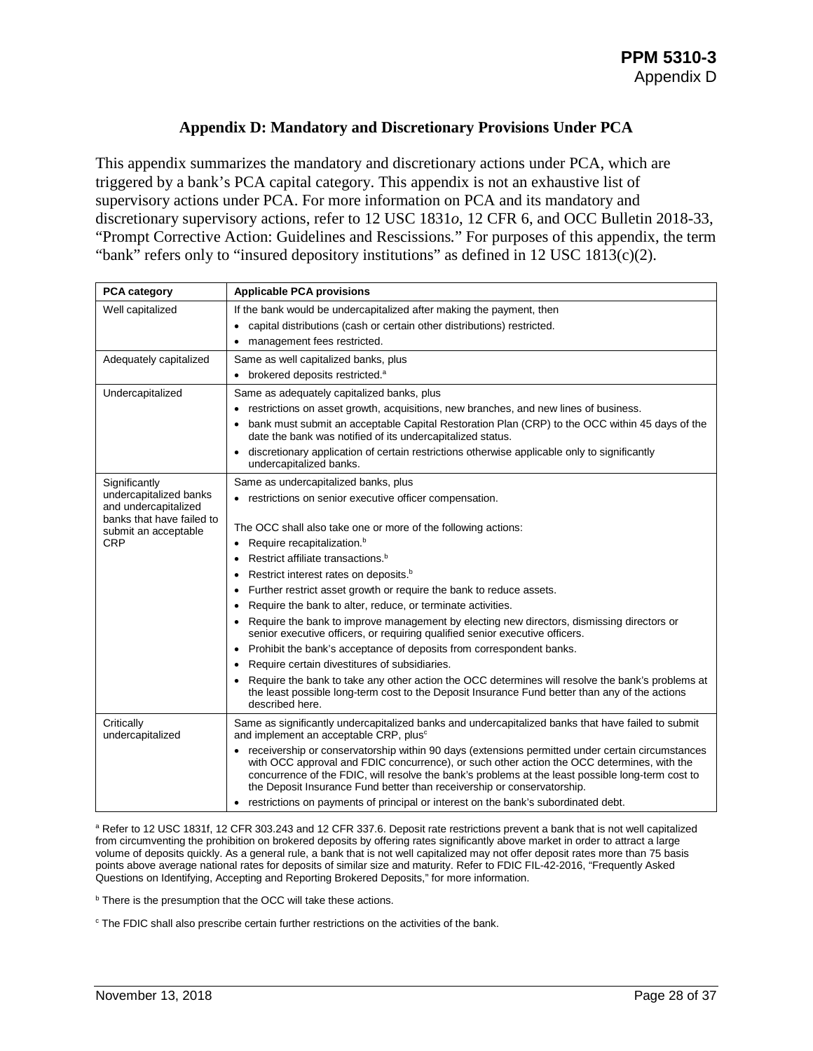## Appendix D: Mandatory and Discretionary Provisions Under PCA

This appendix summarizes the mandatory and discretionary actions under PCA, which are triggered by a bank's PCA capital category. This appendix is not an exhaustive list of supervisory actions under PCA. For more information on PCA and its mandatory and discretionary supervisory actions, refer to 12 USC 1831*o*, 12 CFR 6, and OCC Bulletin 2018-33, "Prompt Corrective Action: Guidelines and Rescissions." For purposes of this appendix, the term "bank" refers only to "insured depository institutions" as defined in 12 USC 1813(c)(2).

| PCA category | Applicable PCA provisions |
|---|---|
| Well capitalized | If the bank would be undercapitalized after making the payment, then<br>• capital distributions (cash or certain other distributions) restricted.<br>• management fees restricted. |
| Adequately capitalized | Same as well capitalized banks, plus<br>• brokered deposits restricted.[a] |
| Undercapitalized | Same as adequately capitalized banks, plus<br>• restrictions on asset growth, acquisitions, new branches, and new lines of business.<br>• bank must submit an acceptable Capital Restoration Plan (CRP) to the OCC within 45 days of the date the bank was notified of its undercapitalized status.<br>• discretionary application of certain restrictions otherwise applicable only to significantly undercapitalized banks. |
| Significantly undercapitalized banks and undercapitalized banks that have failed to submit an acceptable CRP | Same as undercapitalized banks, plus<br>• restrictions on senior executive officer compensation.<br><br>The OCC shall also take one or more of the following actions:<br>• Require recapitalization.[b]<br>• Restrict affiliate transactions.[b]<br>• Restrict interest rates on deposits.[b]<br>• Further restrict asset growth or require the bank to reduce assets.<br>• Require the bank to alter, reduce, or terminate activities.<br>• Require the bank to improve management by electing new directors, dismissing directors or senior executive officers, or requiring qualified senior executive officers.<br>• Prohibit the bank's acceptance of deposits from correspondent banks.<br>• Require certain divestitures of subsidiaries.<br>• Require the bank to take any other action the OCC determines will resolve the bank's problems at the least possible long-term cost to the Deposit Insurance Fund better than any of the actions described here. |
| Critically undercapitalized | Same as significantly undercapitalized banks and undercapitalized banks that have failed to submit and implement an acceptable CRP, plus[c]<br>• receivership or conservatorship within 90 days (extensions permitted under certain circumstances with OCC approval and FDIC concurrence), or such other action the OCC determines, with the concurrence of the FDIC, will resolve the bank's problems at the least possible long-term cost to the Deposit Insurance Fund better than receivership or conservatorship.<br>• restrictions on payments of principal or interest on the bank's subordinated debt. |

[a] Refer to 12 USC 1831f, 12 CFR 303.243 and 12 CFR 337.6. Deposit rate restrictions prevent a bank that is not well capitalized from circumventing the prohibition on brokered deposits by offering rates significantly above market in order to attract a large volume of deposits quickly. As a general rule, a bank that is not well capitalized may not offer deposit rates more than 75 basis points above average national rates for deposits of similar size and maturity. Refer to FDIC FIL-42-2016, "Frequently Asked Questions on Identifying, Accepting and Reporting Brokered Deposits," for more information.

[b] There is the presumption that the OCC will take these actions.

[c] The FDIC shall also prescribe certain further restrictions on the activities of the bank.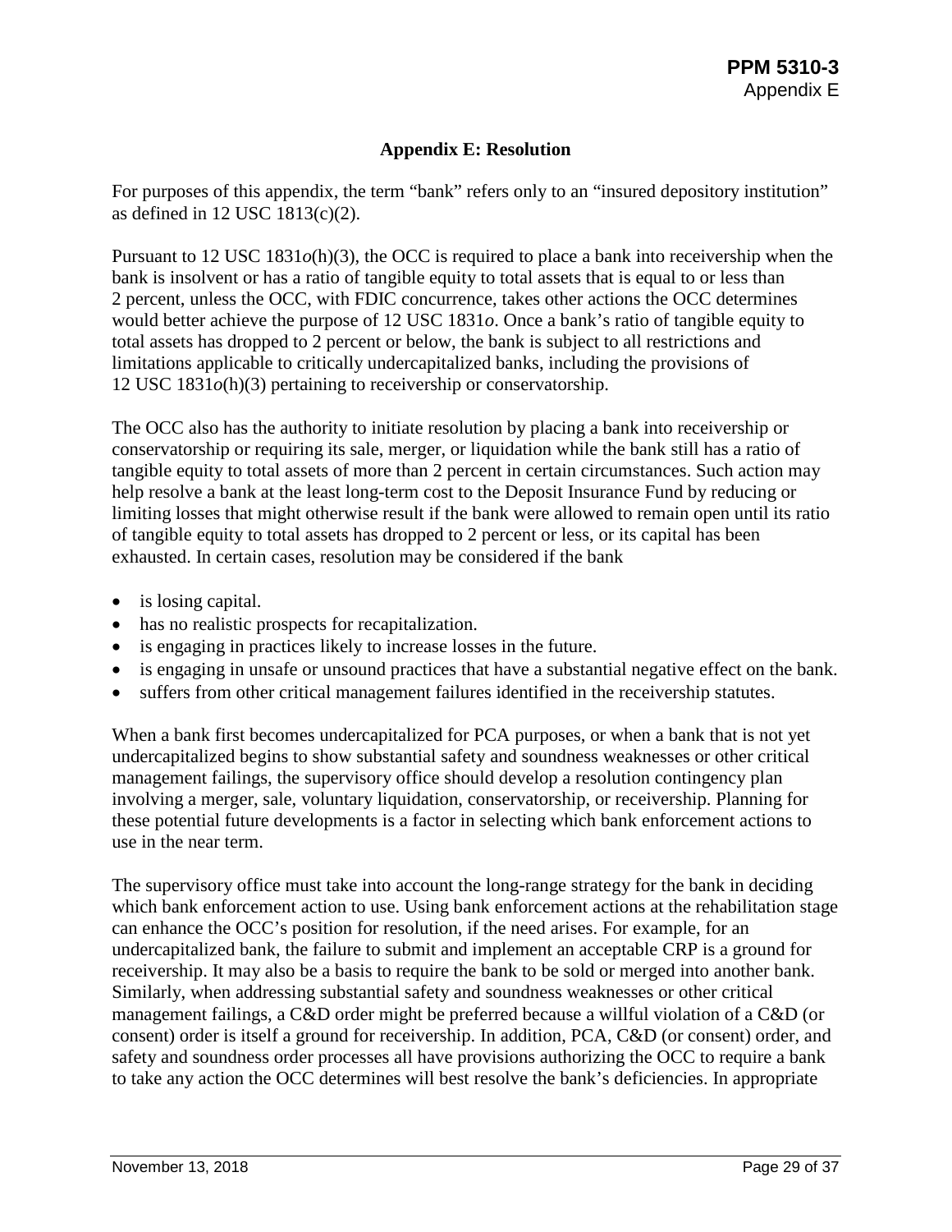## Appendix E: Resolution

For purposes of this appendix, the term "bank" refers only to an "insured depository institution" as defined in 12 USC 1813(c)(2).

Pursuant to 12 USC 1831*o*(h)(3), the OCC is required to place a bank into receivership when the bank is insolvent or has a ratio of tangible equity to total assets that is equal to or less than 2 percent, unless the OCC, with FDIC concurrence, takes other actions the OCC determines would better achieve the purpose of 12 USC 1831*o*. Once a bank's ratio of tangible equity to total assets has dropped to 2 percent or below, the bank is subject to all restrictions and limitations applicable to critically undercapitalized banks, including the provisions of 12 USC 1831*o*(h)(3) pertaining to receivership or conservatorship.

The OCC also has the authority to initiate resolution by placing a bank into receivership or conservatorship or requiring its sale, merger, or liquidation while the bank still has a ratio of tangible equity to total assets of more than 2 percent in certain circumstances. Such action may help resolve a bank at the least long-term cost to the Deposit Insurance Fund by reducing or limiting losses that might otherwise result if the bank were allowed to remain open until its ratio of tangible equity to total assets has dropped to 2 percent or less, or its capital has been exhausted. In certain cases, resolution may be considered if the bank

- is losing capital.
- has no realistic prospects for recapitalization.
- is engaging in practices likely to increase losses in the future.
- is engaging in unsafe or unsound practices that have a substantial negative effect on the bank.
- suffers from other critical management failures identified in the receivership statutes.

When a bank first becomes undercapitalized for PCA purposes, or when a bank that is not yet undercapitalized begins to show substantial safety and soundness weaknesses or other critical management failings, the supervisory office should develop a resolution contingency plan involving a merger, sale, voluntary liquidation, conservatorship, or receivership. Planning for these potential future developments is a factor in selecting which bank enforcement actions to use in the near term.

The supervisory office must take into account the long-range strategy for the bank in deciding which bank enforcement action to use. Using bank enforcement actions at the rehabilitation stage can enhance the OCC's position for resolution, if the need arises. For example, for an undercapitalized bank, the failure to submit and implement an acceptable CRP is a ground for receivership. It may also be a basis to require the bank to be sold or merged into another bank. Similarly, when addressing substantial safety and soundness weaknesses or other critical management failings, a C&D order might be preferred because a willful violation of a C&D (or consent) order is itself a ground for receivership. In addition, PCA, C&D (or consent) order, and safety and soundness order processes all have provisions authorizing the OCC to require a bank to take any action the OCC determines will best resolve the bank's deficiencies. In appropriate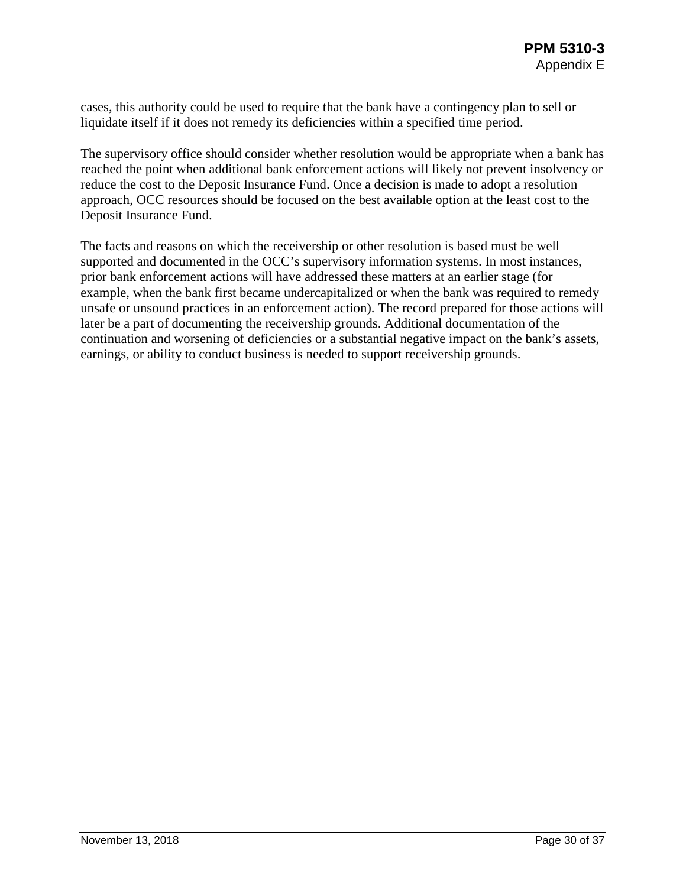cases, this authority could be used to require that the bank have a contingency plan to sell or liquidate itself if it does not remedy its deficiencies within a specified time period.

The supervisory office should consider whether resolution would be appropriate when a bank has reached the point when additional bank enforcement actions will likely not prevent insolvency or reduce the cost to the Deposit Insurance Fund. Once a decision is made to adopt a resolution approach, OCC resources should be focused on the best available option at the least cost to the Deposit Insurance Fund.

The facts and reasons on which the receivership or other resolution is based must be well supported and documented in the OCC's supervisory information systems. In most instances, prior bank enforcement actions will have addressed these matters at an earlier stage (for example, when the bank first became undercapitalized or when the bank was required to remedy unsafe or unsound practices in an enforcement action). The record prepared for those actions will later be a part of documenting the receivership grounds. Additional documentation of the continuation and worsening of deficiencies or a substantial negative impact on the bank's assets, earnings, or ability to conduct business is needed to support receivership grounds.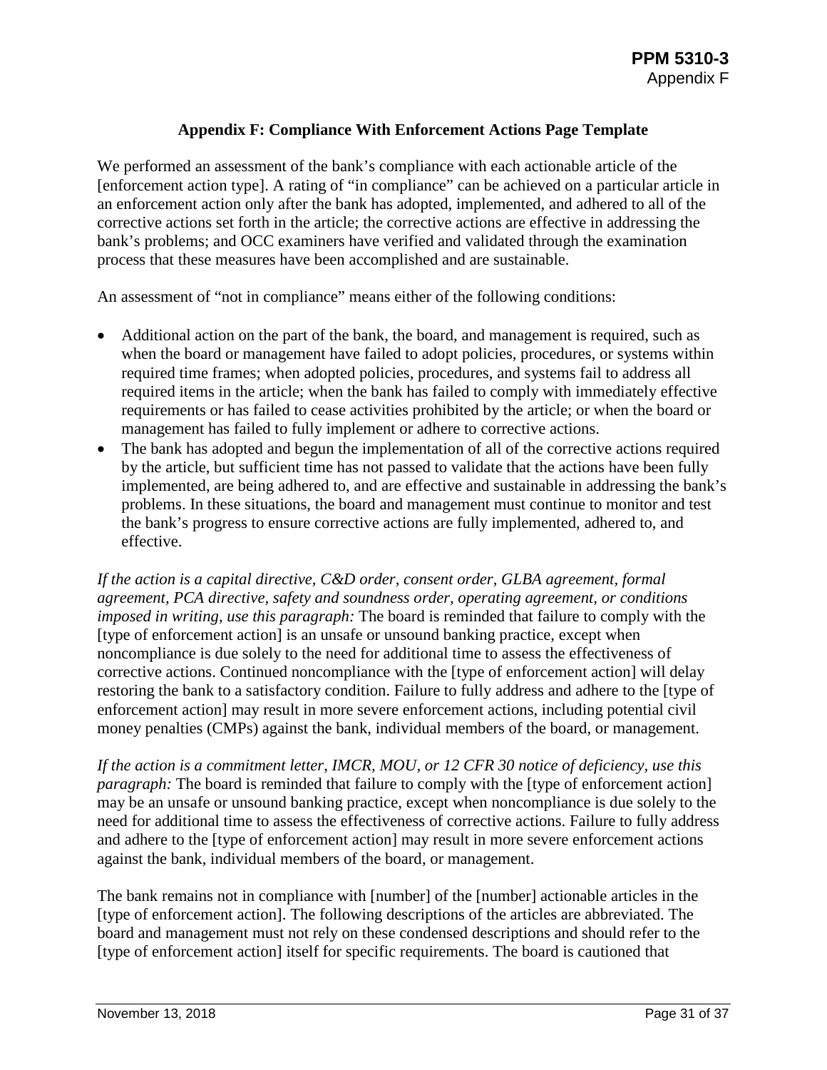## Appendix F: Compliance With Enforcement Actions Page Template

We performed an assessment of the bank's compliance with each actionable article of the [enforcement action type]. A rating of "in compliance" can be achieved on a particular article in an enforcement action only after the bank has adopted, implemented, and adhered to all of the corrective actions set forth in the article; the corrective actions are effective in addressing the bank's problems; and OCC examiners have verified and validated through the examination process that these measures have been accomplished and are sustainable.

An assessment of "not in compliance" means either of the following conditions:

- Additional action on the part of the bank, the board, and management is required, such as when the board or management have failed to adopt policies, procedures, or systems within required time frames; when adopted policies, procedures, and systems fail to address all required items in the article; when the bank has failed to comply with immediately effective requirements or has failed to cease activities prohibited by the article; or when the board or management has failed to fully implement or adhere to corrective actions.
- The bank has adopted and begun the implementation of all of the corrective actions required by the article, but sufficient time has not passed to validate that the actions have been fully implemented, are being adhered to, and are effective and sustainable in addressing the bank's problems. In these situations, the board and management must continue to monitor and test the bank's progress to ensure corrective actions are fully implemented, adhered to, and effective.

*If the action is a capital directive, C&D order, consent order, GLBA agreement, formal agreement, PCA directive, safety and soundness order, operating agreement, or conditions imposed in writing, use this paragraph:* The board is reminded that failure to comply with the [type of enforcement action] is an unsafe or unsound banking practice, except when noncompliance is due solely to the need for additional time to assess the effectiveness of corrective actions. Continued noncompliance with the [type of enforcement action] will delay restoring the bank to a satisfactory condition. Failure to fully address and adhere to the [type of enforcement action] may result in more severe enforcement actions, including potential civil money penalties (CMPs) against the bank, individual members of the board, or management.

*If the action is a commitment letter, IMCR, MOU, or 12 CFR 30 notice of deficiency, use this paragraph:* The board is reminded that failure to comply with the [type of enforcement action] may be an unsafe or unsound banking practice, except when noncompliance is due solely to the need for additional time to assess the effectiveness of corrective actions. Failure to fully address and adhere to the [type of enforcement action] may result in more severe enforcement actions against the bank, individual members of the board, or management.

The bank remains not in compliance with [number] of the [number] actionable articles in the [type of enforcement action]. The following descriptions of the articles are abbreviated. The board and management must not rely on these condensed descriptions and should refer to the [type of enforcement action] itself for specific requirements. The board is cautioned that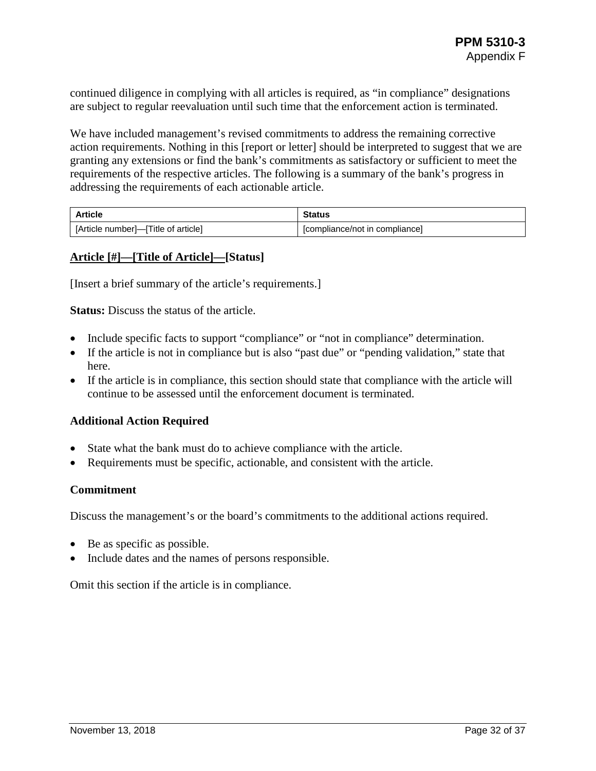continued diligence in complying with all articles is required, as "in compliance" designations are subject to regular reevaluation until such time that the enforcement action is terminated.

We have included management's revised commitments to address the remaining corrective action requirements. Nothing in this [report or letter] should be interpreted to suggest that we are granting any extensions or find the bank's commitments as satisfactory or sufficient to meet the requirements of the respective articles. The following is a summary of the bank's progress in addressing the requirements of each actionable article.

| Article | Status |
| --- | --- |
| [Article number]—[Title of article] | [compliance/not in compliance] |

### Article [#]—[Title of Article]—[Status]

[Insert a brief summary of the article's requirements.]

**Status:** Discuss the status of the article.

- Include specific facts to support "compliance" or "not in compliance" determination.
- If the article is not in compliance but is also "past due" or "pending validation," state that here.
- If the article is in compliance, this section should state that compliance with the article will continue to be assessed until the enforcement document is terminated.

#### Additional Action Required

- State what the bank must do to achieve compliance with the article.
- Requirements must be specific, actionable, and consistent with the article.

#### Commitment

Discuss the management's or the board's commitments to the additional actions required.

- Be as specific as possible.
- Include dates and the names of persons responsible.

Omit this section if the article is in compliance.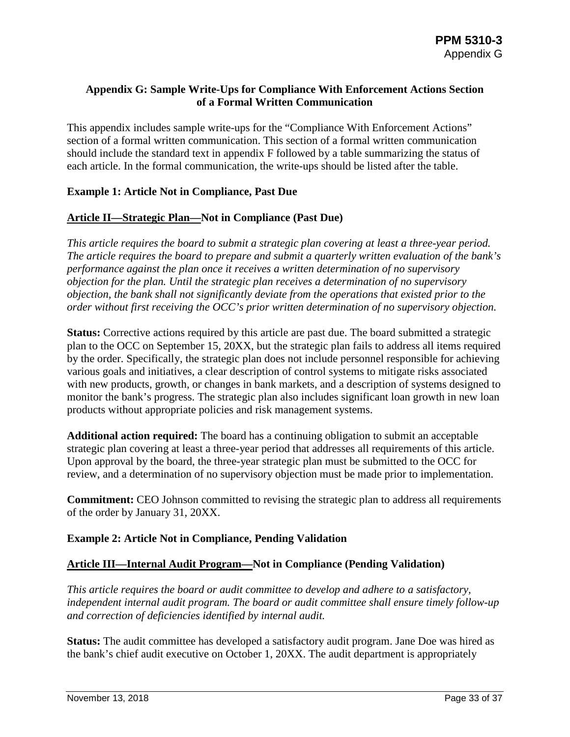## Appendix G: Sample Write-Ups for Compliance With Enforcement Actions Section of a Formal Written Communication

This appendix includes sample write-ups for the "Compliance With Enforcement Actions" section of a formal written communication. This section of a formal written communication should include the standard text in appendix F followed by a table summarizing the status of each article. In the formal communication, the write-ups should be listed after the table.

### Example 1: Article Not in Compliance, Past Due

**<u>Article II—Strategic Plan—</u>Not in Compliance (Past Due)**

*This article requires the board to submit a strategic plan covering at least a three-year period. The article requires the board to prepare and submit a quarterly written evaluation of the bank's performance against the plan once it receives a written determination of no supervisory objection for the plan. Until the strategic plan receives a determination of no supervisory objection, the bank shall not significantly deviate from the operations that existed prior to the order without first receiving the OCC's prior written determination of no supervisory objection.*

**Status:** Corrective actions required by this article are past due. The board submitted a strategic plan to the OCC on September 15, 20XX, but the strategic plan fails to address all items required by the order. Specifically, the strategic plan does not include personnel responsible for achieving various goals and initiatives, a clear description of control systems to mitigate risks associated with new products, growth, or changes in bank markets, and a description of systems designed to monitor the bank's progress. The strategic plan also includes significant loan growth in new loan products without appropriate policies and risk management systems.

**Additional action required:** The board has a continuing obligation to submit an acceptable strategic plan covering at least a three-year period that addresses all requirements of this article. Upon approval by the board, the three-year strategic plan must be submitted to the OCC for review, and a determination of no supervisory objection must be made prior to implementation.

**Commitment:** CEO Johnson committed to revising the strategic plan to address all requirements of the order by January 31, 20XX.

### Example 2: Article Not in Compliance, Pending Validation

**<u>Article III—Internal Audit Program—</u>Not in Compliance (Pending Validation)**

*This article requires the board or audit committee to develop and adhere to a satisfactory, independent internal audit program. The board or audit committee shall ensure timely follow-up and correction of deficiencies identified by internal audit.*

**Status:** The audit committee has developed a satisfactory audit program. Jane Doe was hired as the bank's chief audit executive on October 1, 20XX. The audit department is appropriately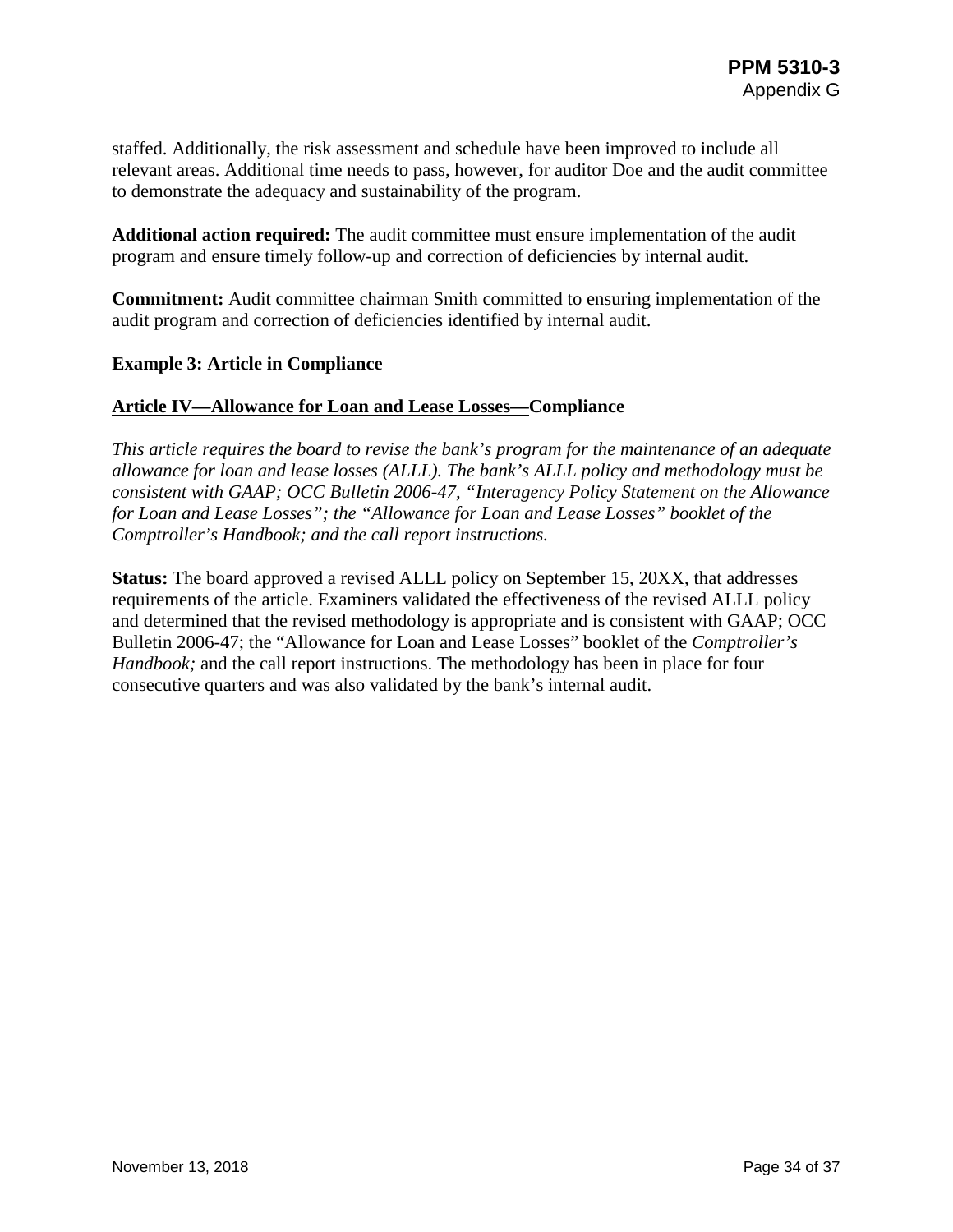staffed. Additionally, the risk assessment and schedule have been improved to include all relevant areas. Additional time needs to pass, however, for auditor Doe and the audit committee to demonstrate the adequacy and sustainability of the program.

**Additional action required:** The audit committee must ensure implementation of the audit program and ensure timely follow-up and correction of deficiencies by internal audit.

**Commitment:** Audit committee chairman Smith committed to ensuring implementation of the audit program and correction of deficiencies identified by internal audit.

**Example 3: Article in Compliance**

**<u>Article IV—Allowance for Loan and Lease Losses—</u>Compliance**

*This article requires the board to revise the bank's program for the maintenance of an adequate allowance for loan and lease losses (ALLL). The bank's ALLL policy and methodology must be consistent with GAAP; OCC Bulletin 2006-47, "Interagency Policy Statement on the Allowance for Loan and Lease Losses"; the "Allowance for Loan and Lease Losses" booklet of the Comptroller's Handbook; and the call report instructions.*

**Status:** The board approved a revised ALLL policy on September 15, 20XX, that addresses requirements of the article. Examiners validated the effectiveness of the revised ALLL policy and determined that the revised methodology is appropriate and is consistent with GAAP; OCC Bulletin 2006-47; the "Allowance for Loan and Lease Losses" booklet of the *Comptroller's Handbook;* and the call report instructions. The methodology has been in place for four consecutive quarters and was also validated by the bank's internal audit.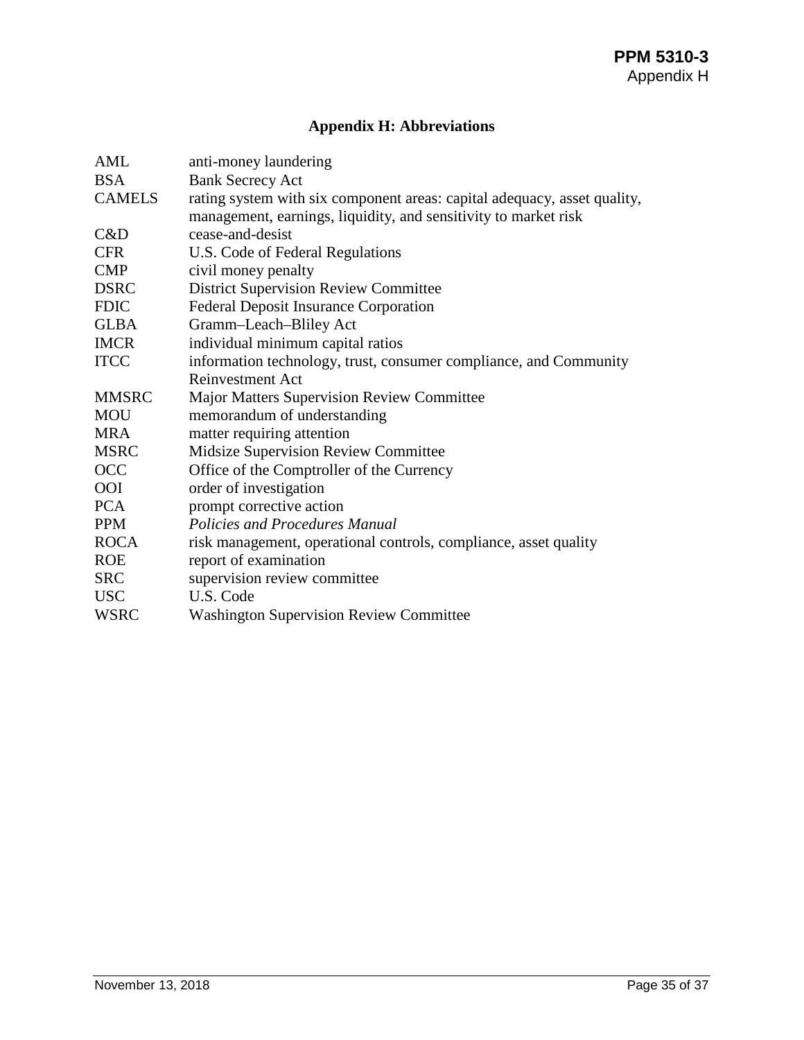## Appendix H: Abbreviations

| | |
|---|---|
| AML | anti-money laundering |
| BSA | Bank Secrecy Act |
| CAMELS | rating system with six component areas: capital adequacy, asset quality, management, earnings, liquidity, and sensitivity to market risk |
| C&D | cease-and-desist |
| CFR | U.S. Code of Federal Regulations |
| CMP | civil money penalty |
| DSRC | District Supervision Review Committee |
| FDIC | Federal Deposit Insurance Corporation |
| GLBA | Gramm–Leach–Bliley Act |
| IMCR | individual minimum capital ratios |
| ITCC | information technology, trust, consumer compliance, and Community Reinvestment Act |
| MMSRC | Major Matters Supervision Review Committee |
| MOU | memorandum of understanding |
| MRA | matter requiring attention |
| MSRC | Midsize Supervision Review Committee |
| OCC | Office of the Comptroller of the Currency |
| OOI | order of investigation |
| PCA | prompt corrective action |
| PPM | *Policies and Procedures Manual* |
| ROCA | risk management, operational controls, compliance, asset quality |
| ROE | report of examination |
| SRC | supervision review committee |
| USC | U.S. Code |
| WSRC | Washington Supervision Review Committee |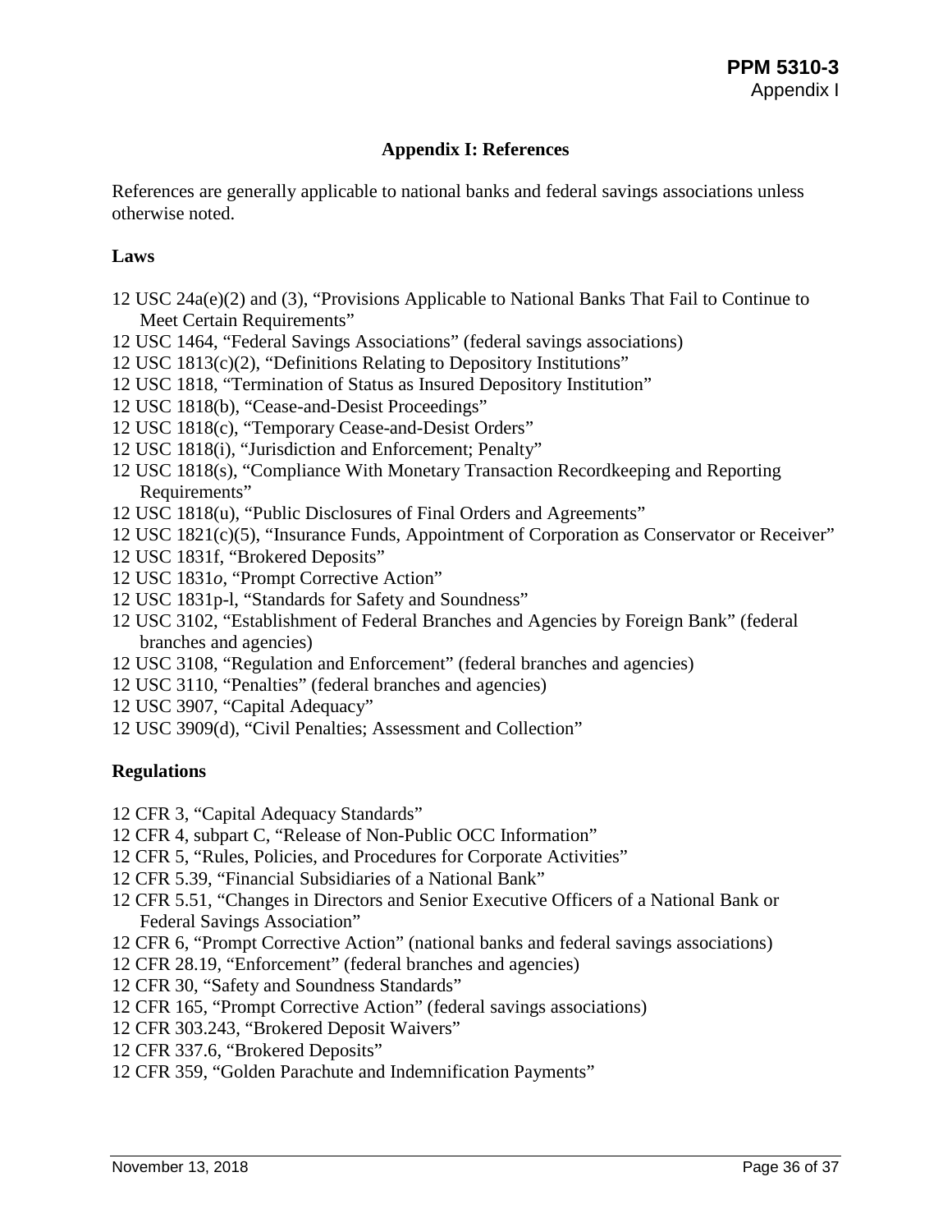# Appendix I: References

References are generally applicable to national banks and federal savings associations unless otherwise noted.

## Laws

- 12 USC 24a(e)(2) and (3), "Provisions Applicable to National Banks That Fail to Continue to Meet Certain Requirements"
- 12 USC 1464, "Federal Savings Associations" (federal savings associations)
- 12 USC 1813(c)(2), "Definitions Relating to Depository Institutions"
- 12 USC 1818, "Termination of Status as Insured Depository Institution"
- 12 USC 1818(b), "Cease-and-Desist Proceedings"
- 12 USC 1818(c), "Temporary Cease-and-Desist Orders"
- 12 USC 1818(i), "Jurisdiction and Enforcement; Penalty"
- 12 USC 1818(s), "Compliance With Monetary Transaction Recordkeeping and Reporting Requirements"
- 12 USC 1818(u), "Public Disclosures of Final Orders and Agreements"
- 12 USC 1821(c)(5), "Insurance Funds, Appointment of Corporation as Conservator or Receiver"
- 12 USC 1831f, "Brokered Deposits"
- 12 USC 1831*o*, "Prompt Corrective Action"
- 12 USC 1831p-l, "Standards for Safety and Soundness"
- 12 USC 3102, "Establishment of Federal Branches and Agencies by Foreign Bank" (federal branches and agencies)
- 12 USC 3108, "Regulation and Enforcement" (federal branches and agencies)
- 12 USC 3110, "Penalties" (federal branches and agencies)
- 12 USC 3907, "Capital Adequacy"
- 12 USC 3909(d), "Civil Penalties; Assessment and Collection"

## Regulations

- 12 CFR 3, "Capital Adequacy Standards"
- 12 CFR 4, subpart C, "Release of Non-Public OCC Information"
- 12 CFR 5, "Rules, Policies, and Procedures for Corporate Activities"
- 12 CFR 5.39, "Financial Subsidiaries of a National Bank"
- 12 CFR 5.51, "Changes in Directors and Senior Executive Officers of a National Bank or Federal Savings Association"
- 12 CFR 6, "Prompt Corrective Action" (national banks and federal savings associations)
- 12 CFR 28.19, "Enforcement" (federal branches and agencies)
- 12 CFR 30, "Safety and Soundness Standards"
- 12 CFR 165, "Prompt Corrective Action" (federal savings associations)
- 12 CFR 303.243, "Brokered Deposit Waivers"
- 12 CFR 337.6, "Brokered Deposits"
- 12 CFR 359, "Golden Parachute and Indemnification Payments"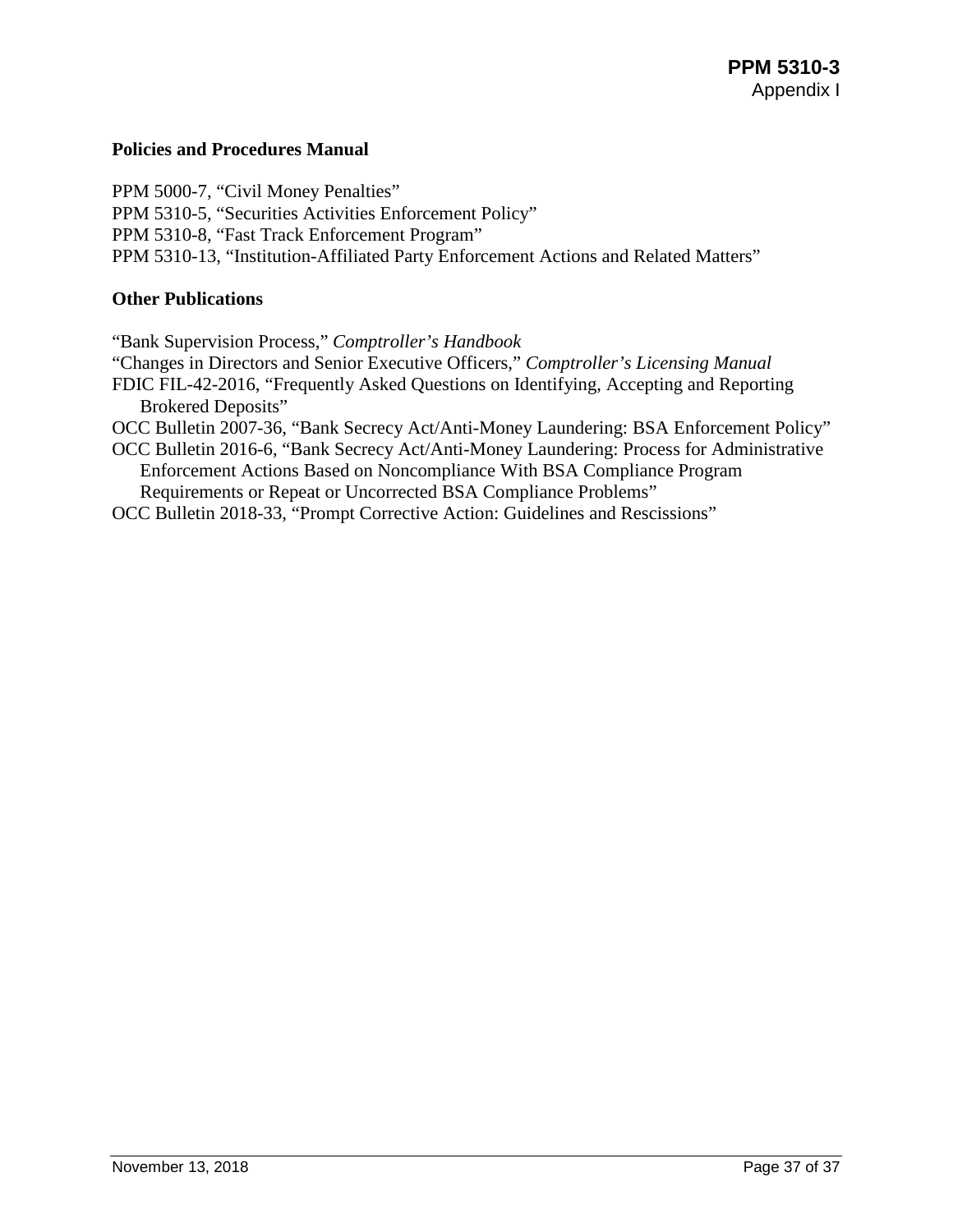**Policies and Procedures Manual**

PPM 5000-7, "Civil Money Penalties"
PPM 5310-5, "Securities Activities Enforcement Policy"
PPM 5310-8, "Fast Track Enforcement Program"
PPM 5310-13, "Institution-Affiliated Party Enforcement Actions and Related Matters"

**Other Publications**

"Bank Supervision Process," *Comptroller's Handbook*
"Changes in Directors and Senior Executive Officers," *Comptroller's Licensing Manual*
FDIC FIL-42-2016, "Frequently Asked Questions on Identifying, Accepting and Reporting Brokered Deposits"
OCC Bulletin 2007-36, "Bank Secrecy Act/Anti-Money Laundering: BSA Enforcement Policy"
OCC Bulletin 2016-6, "Bank Secrecy Act/Anti-Money Laundering: Process for Administrative Enforcement Actions Based on Noncompliance With BSA Compliance Program Requirements or Repeat or Uncorrected BSA Compliance Problems"
OCC Bulletin 2018-33, "Prompt Corrective Action: Guidelines and Rescissions"